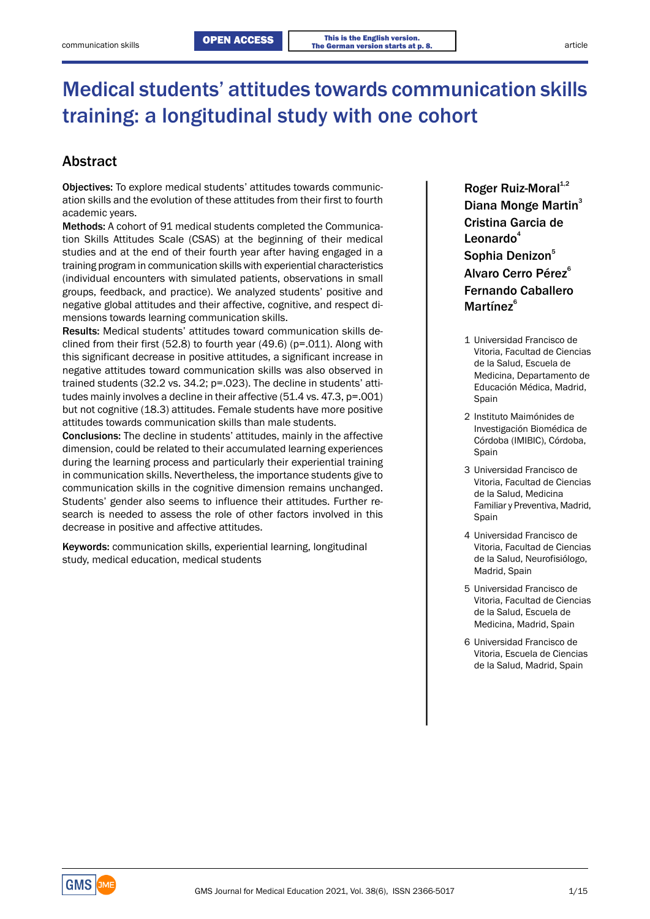# Medical students' attitudes towards communication skills training: a longitudinal study with one cohort

## Abstract

**Objectives:** To explore medical students' attitudes towards communication skills and the evolution of these attitudes from their first to fourth academic years.

**Methods:** A cohort of 91 medical students completed the Communication Skills Attitudes Scale (CSAS) at the beginning of their medical studies and at the end of their fourth year after having engaged in a training program in communication skills with experiential characteristics (individual encounters with simulated patients, observations in small groups, feedback, and practice). We analyzed students' positive and negative global attitudes and their affective, cognitive, and respect dimensions towards learning communication skills.

**Results:** Medical students' attitudes toward communication skills declined from their first (52.8) to fourth year (49.6) (p=.011). Along with this significant decrease in positive attitudes, a significant increase in negative attitudes toward communication skills was also observed in trained students (32.2 vs. 34.2; p=.023). The decline in students' attitudes mainly involves a decline in their affective (51.4 vs. 47.3, p=.001) but not cognitive (18.3) attitudes. Female students have more positive attitudes towards communication skills than male students.

**Conclusions:** The decline in students' attitudes, mainly in the affective dimension, could be related to their accumulated learning experiences during the learning process and particularly their experiential training in communication skills. Nevertheless, the importance students give to communication skills in the cognitive dimension remains unchanged. Students' gender also seems to influence their attitudes. Further research is needed to assess the role of other factors involved in this decrease in positive and affective attitudes.

**Keywords:** communication skills, experiential learning, longitudinal study, medical education, medical students

**Roger Ruiz-Moral[1,2]**
**Diana Monge Martin[3]**
**Cristina Garcia de Leonardo[4]**
**Sophia Denizon[5]**
**Alvaro Cerro Pérez[6]**
**Fernando Caballero Martínez[6]**

1 Universidad Francisco de Vitoria, Facultad de Ciencias de la Salud, Escuela de Medicina, Departamento de Educación Médica, Madrid, Spain

2 Instituto Maimónides de Investigación Biomédica de Córdoba (IMIBIC), Córdoba, Spain

3 Universidad Francisco de Vitoria, Facultad de Ciencias de la Salud, Medicina Familiar y Preventiva, Madrid, Spain

4 Universidad Francisco de Vitoria, Facultad de Ciencias de la Salud, Neurofisiólogo, Madrid, Spain

5 Universidad Francisco de Vitoria, Facultad de Ciencias de la Salud, Escuela de Medicina, Madrid, Spain

6 Universidad Francisco de Vitoria, Escuela de Ciencias de la Salud, Madrid, Spain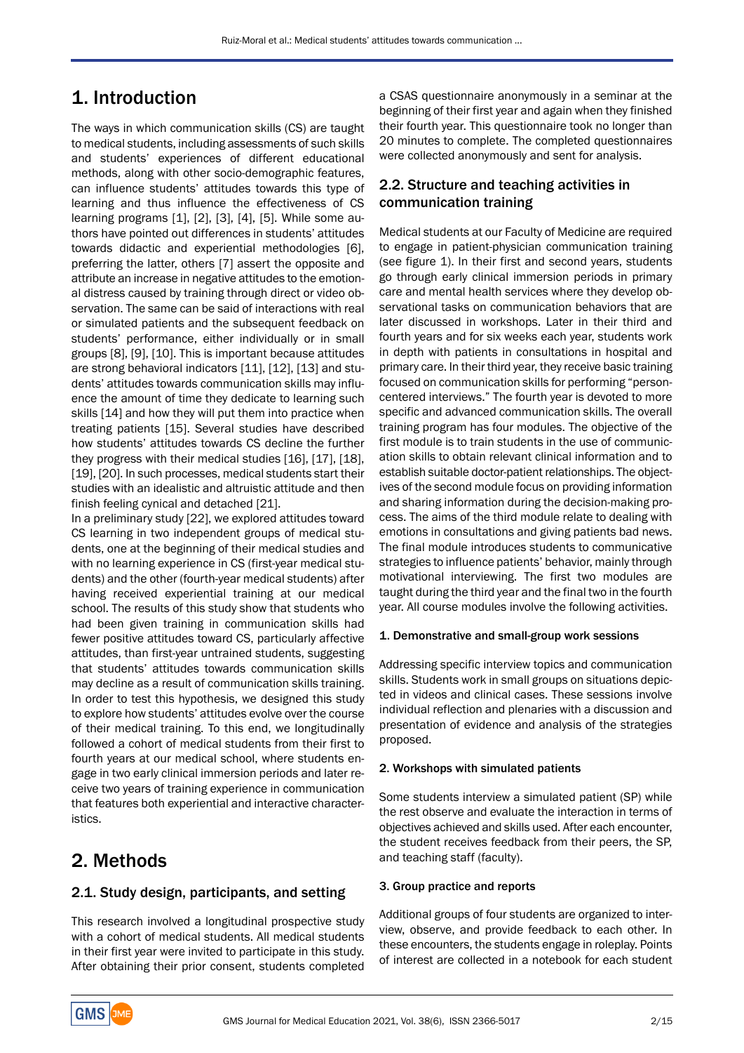# 1. Introduction

The ways in which communication skills (CS) are taught to medical students, including assessments of such skills and students' experiences of different educational methods, along with other socio-demographic features, can influence students' attitudes towards this type of learning and thus influence the effectiveness of CS learning programs [1], [2], [3], [4], [5]. While some authors have pointed out differences in students' attitudes towards didactic and experiential methodologies [6], preferring the latter, others [7] assert the opposite and attribute an increase in negative attitudes to the emotional distress caused by training through direct or video observation. The same can be said of interactions with real or simulated patients and the subsequent feedback on students' performance, either individually or in small groups [8], [9], [10]. This is important because attitudes are strong behavioral indicators [11], [12], [13] and students' attitudes towards communication skills may influence the amount of time they dedicate to learning such skills [14] and how they will put them into practice when treating patients [15]. Several studies have described how students' attitudes towards CS decline the further they progress with their medical studies [16], [17], [18], [19], [20]. In such processes, medical students start their studies with an idealistic and altruistic attitude and then finish feeling cynical and detached [21].

In a preliminary study [22], we explored attitudes toward CS learning in two independent groups of medical students, one at the beginning of their medical studies and with no learning experience in CS (first-year medical students) and the other (fourth-year medical students) after having received experiential training at our medical school. The results of this study show that students who had been given training in communication skills had fewer positive attitudes toward CS, particularly affective attitudes, than first-year untrained students, suggesting that students' attitudes towards communication skills may decline as a result of communication skills training. In order to test this hypothesis, we designed this study to explore how students' attitudes evolve over the course of their medical training. To this end, we longitudinally followed a cohort of medical students from their first to fourth years at our medical school, where students engage in two early clinical immersion periods and later receive two years of training experience in communication that features both experiential and interactive characteristics.

# 2. Methods

## 2.1. Study design, participants, and setting

This research involved a longitudinal prospective study with a cohort of medical students. All medical students in their first year were invited to participate in this study. After obtaining their prior consent, students completed a CSAS questionnaire anonymously in a seminar at the beginning of their first year and again when they finished their fourth year. This questionnaire took no longer than 20 minutes to complete. The completed questionnaires were collected anonymously and sent for analysis.

## 2.2. Structure and teaching activities in communication training

Medical students at our Faculty of Medicine are required to engage in patient-physician communication training (see figure 1). In their first and second years, students go through early clinical immersion periods in primary care and mental health services where they develop observational tasks on communication behaviors that are later discussed in workshops. Later in their third and fourth years and for six weeks each year, students work in depth with patients in consultations in hospital and primary care. In their third year, they receive basic training focused on communication skills for performing "person-centered interviews." The fourth year is devoted to more specific and advanced communication skills. The overall training program has four modules. The objective of the first module is to train students in the use of communication skills to obtain relevant clinical information and to establish suitable doctor-patient relationships. The objectives of the second module focus on providing information and sharing information during the decision-making process. The aims of the third module relate to dealing with emotions in consultations and giving patients bad news. The final module introduces students to communicative strategies to influence patients' behavior, mainly through motivational interviewing. The first two modules are taught during the third year and the final two in the fourth year. All course modules involve the following activities.

#### 1. Demonstrative and small-group work sessions

Addressing specific interview topics and communication skills. Students work in small groups on situations depicted in videos and clinical cases. These sessions involve individual reflection and plenaries with a discussion and presentation of evidence and analysis of the strategies proposed.

#### 2. Workshops with simulated patients

Some students interview a simulated patient (SP) while the rest observe and evaluate the interaction in terms of objectives achieved and skills used. After each encounter, the student receives feedback from their peers, the SP, and teaching staff (faculty).

#### 3. Group practice and reports

Additional groups of four students are organized to interview, observe, and provide feedback to each other. In these encounters, the students engage in roleplay. Points of interest are collected in a notebook for each student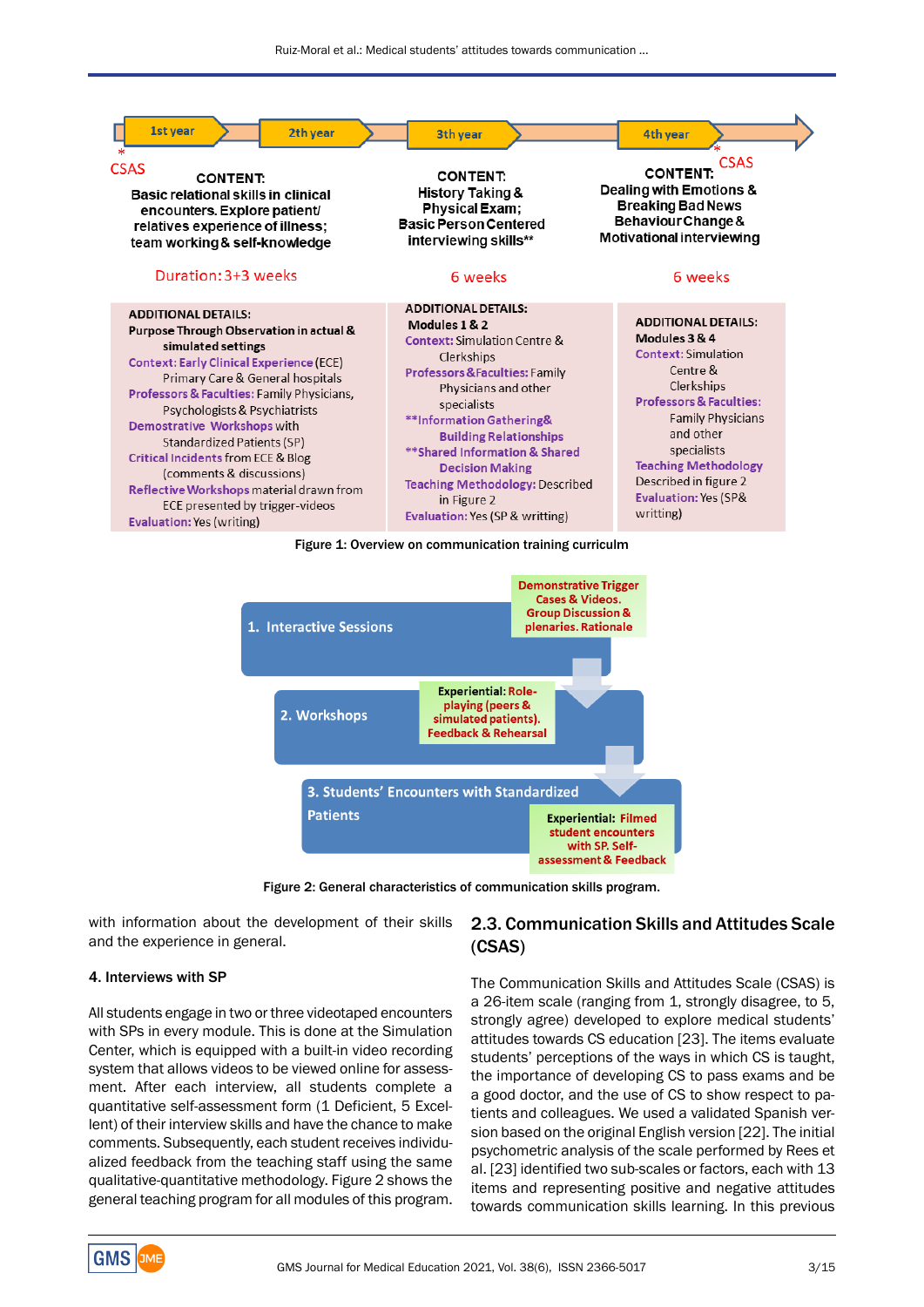| 1st year | 2th year | 3th year | 4th year |
|---|---|---|---|
| * CSAS | | | * CSAS |
| CONTENT: Basic relational skills in clinical encounters. Explore patient/ relatives experience of illness; team working & self-knowledge | | CONTENT: History Taking & Physical Exam; Basic Person Centered interviewing skills** | CONTENT: Dealing with Emotions & Breaking Bad News Behaviour Change & Motivational interviewing |
| Duration: 3+3 weeks | | 6 weeks | 6 weeks |
| ADDITIONAL DETAILS: Purpose Through Observation in actual & simulated settings. Context: Early Clinical Experience (ECE) Primary Care & General hospitals. Professors & Faculties: Family Physicians, Psychologists & Psychiatrists. Demostrative Workshops with Standardized Patients (SP). Critical Incidents from ECE & Blog (comments & discussions). Reflective Workshops material drawn from ECE presented by trigger-videos. Evaluation: Yes (writing) | | ADDITIONAL DETAILS: Modules 1 & 2. Context: Simulation Centre & Clerkships. Professors & Faculties: Family Physicians and other specialists. **Information Gathering & Building Relationships. **Shared Information & Shared Decision Making. Teaching Methodology: Described in Figure 2. Evaluation: Yes (SP & writting) | ADDITIONAL DETAILS: Modules 3 & 4. Context: Simulation Centre & Clerkships. Professors & Faculties: Family Physicians and other specialists. Teaching Methodology Described in figure 2. Evaluation: Yes (SP & writting) |

Figure 1: Overview on communication training curriculm

1. Interactive Sessions — Demonstrative Trigger Cases & Videos. Group Discussion & plenaries. Rationale

2. Workshops — Experiential: Role-playing (peers & simulated patients). Feedback & Rehearsal

3. Students' Encounters with Standardized Patients — Experiential: Filmed student encounters with SP. Self-assessment & Feedback

Figure 2: General characteristics of communication skills program.

with information about the development of their skills and the experience in general.

#### 4. Interviews with SP

All students engage in two or three videotaped encounters with SPs in every module. This is done at the Simulation Center, which is equipped with a built-in video recording system that allows videos to be viewed online for assessment. After each interview, all students complete a quantitative self-assessment form (1 Deficient, 5 Excellent) of their interview skills and have the chance to make comments. Subsequently, each student receives individualized feedback from the teaching staff using the same qualitative-quantitative methodology. Figure 2 shows the general teaching program for all modules of this program.

### 2.3. Communication Skills and Attitudes Scale (CSAS)

The Communication Skills and Attitudes Scale (CSAS) is a 26-item scale (ranging from 1, strongly disagree, to 5, strongly agree) developed to explore medical students' attitudes towards CS education [23]. The items evaluate students' perceptions of the ways in which CS is taught, the importance of developing CS to pass exams and be a good doctor, and the use of CS to show respect to patients and colleagues. We used a validated Spanish version based on the original English version [22]. The initial psychometric analysis of the scale performed by Rees et al. [23] identified two sub-scales or factors, each with 13 items and representing positive and negative attitudes towards communication skills learning. In this previous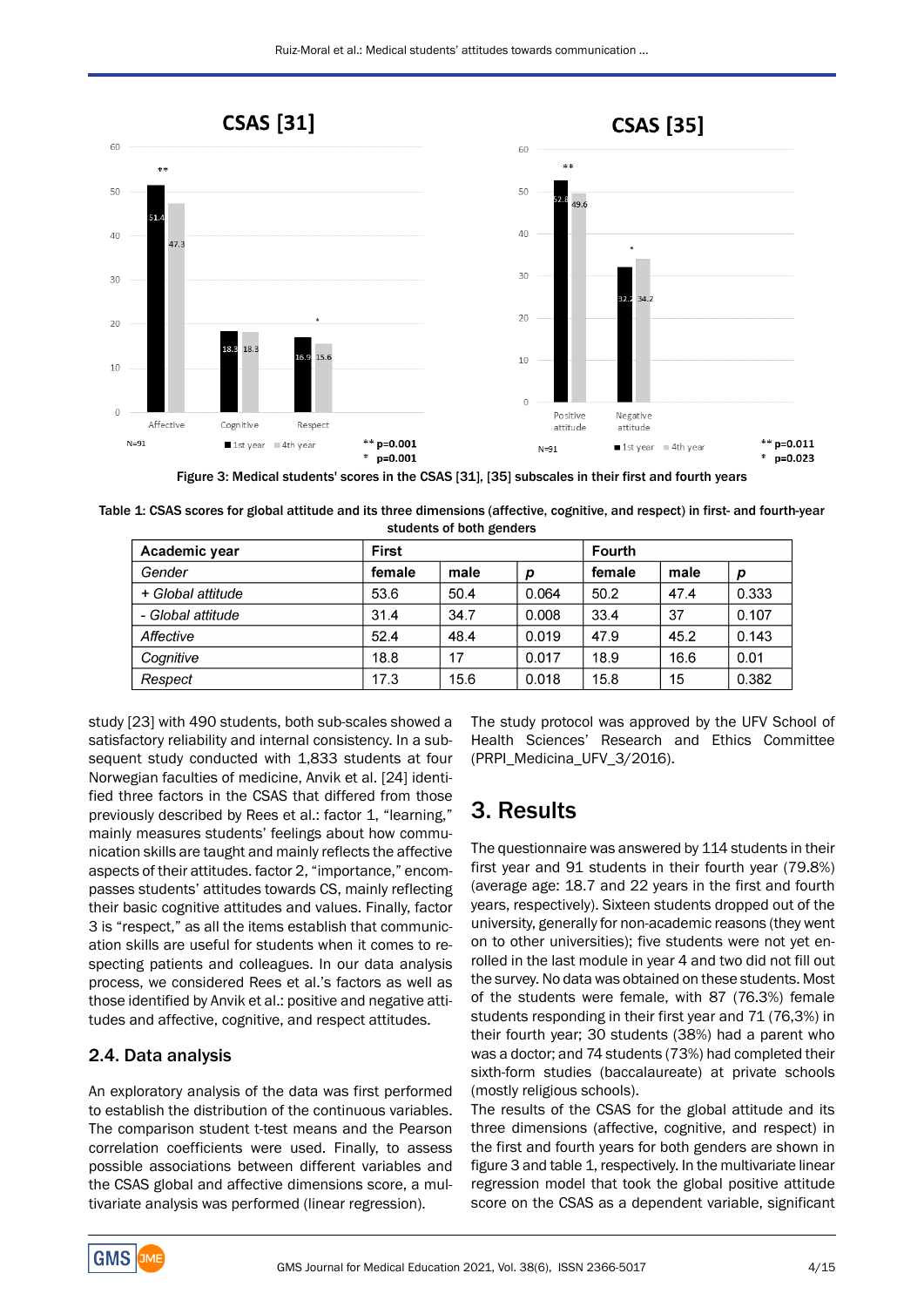Figure 3: Medical students' scores in the CSAS [31], [35] subscales in their first and fourth years

Table 1: CSAS scores for global attitude and its three dimensions (affective, cognitive, and respect) in first- and fourth-year students of both genders

| Academic year | First | | | Fourth | | |
|---|---|---|---|---|---|---|
| *Gender* | female | male | *p* | female | male | *p* |
| *+ Global attitude* | 53.6 | 50.4 | 0.064 | 50.2 | 47.4 | 0.333 |
| *- Global attitude* | 31.4 | 34.7 | 0.008 | 33.4 | 37 | 0.107 |
| *Affective* | 52.4 | 48.4 | 0.019 | 47.9 | 45.2 | 0.143 |
| *Cognitive* | 18.8 | 17 | 0.017 | 18.9 | 16.6 | 0.01 |
| *Respect* | 17.3 | 15.6 | 0.018 | 15.8 | 15 | 0.382 |

study [23] with 490 students, both sub-scales showed a satisfactory reliability and internal consistency. In a subsequent study conducted with 1,833 students at four Norwegian faculties of medicine, Anvik et al. [24] identified three factors in the CSAS that differed from those previously described by Rees et al.: factor 1, "learning," mainly measures students' feelings about how communication skills are taught and mainly reflects the affective aspects of their attitudes. factor 2, "importance," encompasses students' attitudes towards CS, mainly reflecting their basic cognitive attitudes and values. Finally, factor 3 is "respect," as all the items establish that communication skills are useful for students when it comes to respecting patients and colleagues. In our data analysis process, we considered Rees et al.'s factors as well as those identified by Anvik et al.: positive and negative attitudes and affective, cognitive, and respect attitudes.

### 2.4. Data analysis

An exploratory analysis of the data was first performed to establish the distribution of the continuous variables. The comparison student t-test means and the Pearson correlation coefficients were used. Finally, to assess possible associations between different variables and the CSAS global and affective dimensions score, a multivariate analysis was performed (linear regression).

The study protocol was approved by the UFV School of Health Sciences' Research and Ethics Committee (PRPI_Medicina_UFV_3/2016).

## 3. Results

The questionnaire was answered by 114 students in their first year and 91 students in their fourth year (79.8%) (average age: 18.7 and 22 years in the first and fourth years, respectively). Sixteen students dropped out of the university, generally for non-academic reasons (they went on to other universities); five students were not yet enrolled in the last module in year 4 and two did not fill out the survey. No data was obtained on these students. Most of the students were female, with 87 (76.3%) female students responding in their first year and 71 (76,3%) in their fourth year; 30 students (38%) had a parent who was a doctor; and 74 students (73%) had completed their sixth-form studies (baccalaureate) at private schools (mostly religious schools).

The results of the CSAS for the global attitude and its three dimensions (affective, cognitive, and respect) in the first and fourth years for both genders are shown in figure 3 and table 1, respectively. In the multivariate linear regression model that took the global positive attitude score on the CSAS as a dependent variable, significant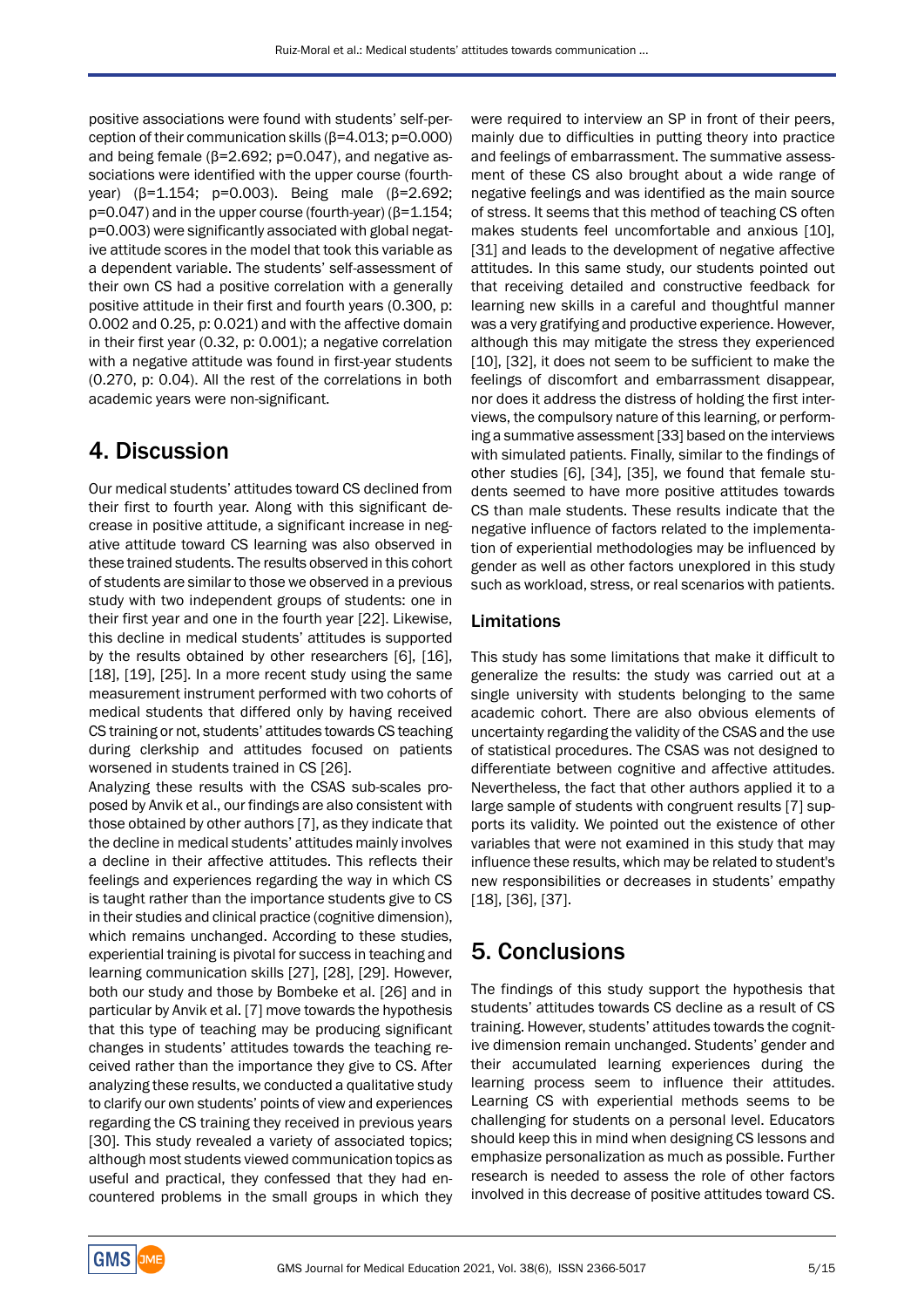positive associations were found with students' self-perception of their communication skills ($\beta$=4.013; p=0.000) and being female ($\beta$=2.692; p=0.047), and negative associations were identified with the upper course (fourth-year) ($\beta$=1.154; p=0.003). Being male ($\beta$=2.692; p=0.047) and in the upper course (fourth-year) ($\beta$=1.154; p=0.003) were significantly associated with global negative attitude scores in the model that took this variable as a dependent variable. The students' self-assessment of their own CS had a positive correlation with a generally positive attitude in their first and fourth years (0.300, p: 0.002 and 0.25, p: 0.021) and with the affective domain in their first year (0.32, p: 0.001); a negative correlation with a negative attitude was found in first-year students (0.270, p: 0.04). All the rest of the correlations in both academic years were non-significant.

# 4. Discussion

Our medical students' attitudes toward CS declined from their first to fourth year. Along with this significant decrease in positive attitude, a significant increase in negative attitude toward CS learning was also observed in these trained students. The results observed in this cohort of students are similar to those we observed in a previous study with two independent groups of students: one in their first year and one in the fourth year [22]. Likewise, this decline in medical students' attitudes is supported by the results obtained by other researchers [6], [16], [18], [19], [25]. In a more recent study using the same measurement instrument performed with two cohorts of medical students that differed only by having received CS training or not, students' attitudes towards CS teaching during clerkship and attitudes focused on patients worsened in students trained in CS [26].

Analyzing these results with the CSAS sub-scales proposed by Anvik et al., our findings are also consistent with those obtained by other authors [7], as they indicate that the decline in medical students' attitudes mainly involves a decline in their affective attitudes. This reflects their feelings and experiences regarding the way in which CS is taught rather than the importance students give to CS in their studies and clinical practice (cognitive dimension), which remains unchanged. According to these studies, experiential training is pivotal for success in teaching and learning communication skills [27], [28], [29]. However, both our study and those by Bombeke et al. [26] and in particular by Anvik et al. [7] move towards the hypothesis that this type of teaching may be producing significant changes in students' attitudes towards the teaching received rather than the importance they give to CS. After analyzing these results, we conducted a qualitative study to clarify our own students' points of view and experiences regarding the CS training they received in previous years [30]. This study revealed a variety of associated topics; although most students viewed communication topics as useful and practical, they confessed that they had encountered problems in the small groups in which they were required to interview an SP in front of their peers, mainly due to difficulties in putting theory into practice and feelings of embarrassment. The summative assessment of these CS also brought about a wide range of negative feelings and was identified as the main source of stress. It seems that this method of teaching CS often makes students feel uncomfortable and anxious [10], [31] and leads to the development of negative affective attitudes. In this same study, our students pointed out that receiving detailed and constructive feedback for learning new skills in a careful and thoughtful manner was a very gratifying and productive experience. However, although this may mitigate the stress they experienced [10], [32], it does not seem to be sufficient to make the feelings of discomfort and embarrassment disappear, nor does it address the distress of holding the first interviews, the compulsory nature of this learning, or performing a summative assessment [33] based on the interviews with simulated patients. Finally, similar to the findings of other studies [6], [34], [35], we found that female students seemed to have more positive attitudes towards CS than male students. These results indicate that the negative influence of factors related to the implementation of experiential methodologies may be influenced by gender as well as other factors unexplored in this study such as workload, stress, or real scenarios with patients.

## Limitations

This study has some limitations that make it difficult to generalize the results: the study was carried out at a single university with students belonging to the same academic cohort. There are also obvious elements of uncertainty regarding the validity of the CSAS and the use of statistical procedures. The CSAS was not designed to differentiate between cognitive and affective attitudes. Nevertheless, the fact that other authors applied it to a large sample of students with congruent results [7] supports its validity. We pointed out the existence of other variables that were not examined in this study that may influence these results, which may be related to student's new responsibilities or decreases in students' empathy [18], [36], [37].

# 5. Conclusions

The findings of this study support the hypothesis that students' attitudes towards CS decline as a result of CS training. However, students' attitudes towards the cognitive dimension remain unchanged. Students' gender and their accumulated learning experiences during the learning process seem to influence their attitudes. Learning CS with experiential methods seems to be challenging for students on a personal level. Educators should keep this in mind when designing CS lessons and emphasize personalization as much as possible. Further research is needed to assess the role of other factors involved in this decrease of positive attitudes toward CS.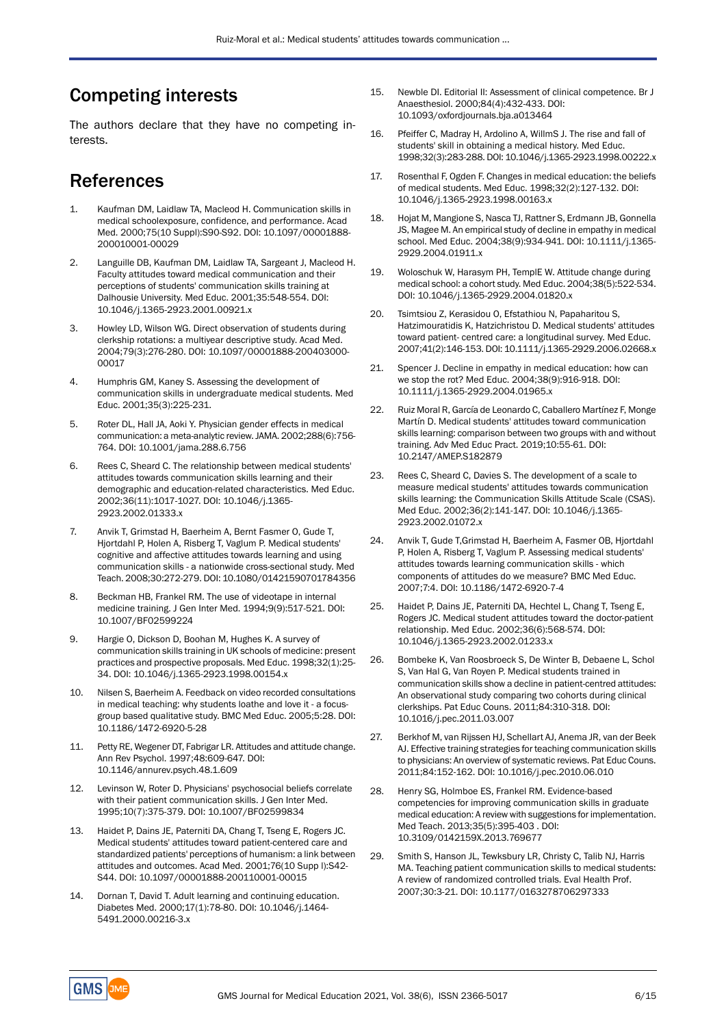## Competing interests

The authors declare that they have no competing interests.

## References

1. Kaufman DM, Laidlaw TA, Macleod H. Communication skills in medical schoolexposure, confidence, and performance. Acad Med. 2000;75(10 Suppl):S90-S92. DOI: 10.1097/00001888-200010001-00029
2. Languille DB, Kaufman DM, Laidlaw TA, Sargeant J, Macleod H. Faculty attitudes toward medical communication and their perceptions of students' communication skills training at Dalhousie University. Med Educ. 2001;35:548-554. DOI: 10.1046/j.1365-2923.2001.00921.x
3. Howley LD, Wilson WG. Direct observation of students during clerkship rotations: a multiyear descriptive study. Acad Med. 2004;79(3):276-280. DOI: 10.1097/00001888-200403000-00017
4. Humphris GM, Kaney S. Assessing the development of communication skills in undergraduate medical students. Med Educ. 2001;35(3):225-231.
5. Roter DL, Hall JA, Aoki Y. Physician gender effects in medical communication: a meta-analytic review. JAMA. 2002;288(6):756-764. DOI: 10.1001/jama.288.6.756
6. Rees C, Sheard C. The relationship between medical students' attitudes towards communication skills learning and their demographic and education-related characteristics. Med Educ. 2002;36(11):1017-1027. DOI: 10.1046/j.1365-2923.2002.01333.x
7. Anvik T, Grimstad H, Baerheim A, Bernt Fasmer O, Gude T, Hjortdahl P, Holen A, Risberg T, Vaglum P. Medical students' cognitive and affective attitudes towards learning and using communication skills - a nationwide cross-sectional study. Med Teach. 2008;30:272-279. DOI: 10.1080/01421590701784356
8. Beckman HB, Frankel RM. The use of videotape in internal medicine training. J Gen Inter Med. 1994;9(9):517-521. DOI: 10.1007/BF02599224
9. Hargie O, Dickson D, Boohan M, Hughes K. A survey of communication skills training in UK schools of medicine: present practices and prospective proposals. Med Educ. 1998;32(1):25-34. DOI: 10.1046/j.1365-2923.1998.00154.x
10. Nilsen S, Baerheim A. Feedback on video recorded consultations in medical teaching: why students loathe and love it - a focus-group based qualitative study. BMC Med Educ. 2005;5:28. DOI: 10.1186/1472-6920-5-28
11. Petty RE, Wegener DT, Fabrigar LR. Attitudes and attitude change. Ann Rev Psychol. 1997;48:609-647. DOI: 10.1146/annurev.psych.48.1.609
12. Levinson W, Roter D. Physicians' psychosocial beliefs correlate with their patient communication skills. J Gen Inter Med. 1995;10(7):375-379. DOI: 10.1007/BF02599834
13. Haidet P, Dains JE, Paterniti DA, Chang T, Tseng E, Rogers JC. Medical students' attitudes toward patient-centered care and standardized patients' perceptions of humanism: a link between attitudes and outcomes. Acad Med. 2001;76(10 Supp l):S42-S44. DOI: 10.1097/00001888-200110001-00015
14. Dornan T, David T. Adult learning and continuing education. Diabetes Med. 2000;17(1):78-80. DOI: 10.1046/j.1464-5491.2000.00216-3.x
15. Newble DI. Editorial II: Assessment of clinical competence. Br J Anaesthesiol. 2000;84(4):432-433. DOI: 10.1093/oxfordjournals.bja.a013464
16. Pfeiffer C, Madray H, Ardolino A, WillmS J. The rise and fall of students' skill in obtaining a medical history. Med Educ. 1998;32(3):283-288. DOI: 10.1046/j.1365-2923.1998.00222.x
17. Rosenthal F, Ogden F. Changes in medical education: the beliefs of medical students. Med Educ. 1998;32(2):127-132. DOI: 10.1046/j.1365-2923.1998.00163.x
18. Hojat M, Mangione S, Nasca TJ, Rattner S, Erdmann JB, Gonnella JS, Magee M. An empirical study of decline in empathy in medical school. Med Educ. 2004;38(9):934-941. DOI: 10.1111/j.1365-2929.2004.01911.x
19. Woloschuk W, Harasym PH, TemplE W. Attitude change during medical school: a cohort study. Med Educ. 2004;38(5):522-534. DOI: 10.1046/j.1365-2929.2004.01820.x
20. Tsimtsiou Z, Kerasidou O, Efstathiou N, Papaharitou S, Hatzimouratidis K, Hatzichristou D. Medical students' attitudes toward patient- centred care: a longitudinal survey. Med Educ. 2007;41(2):146-153. DOI: 10.1111/j.1365-2929.2006.02668.x
21. Spencer J. Decline in empathy in medical education: how can we stop the rot? Med Educ. 2004;38(9):916-918. DOI: 10.1111/j.1365-2929.2004.01965.x
22. Ruiz Moral R, García de Leonardo C, Caballero Martínez F, Monge Martín D. Medical students' attitudes toward communication skills learning: comparison between two groups with and without training. Adv Med Educ Pract. 2019;10:55-61. DOI: 10.2147/AMEP.S182879
23. Rees C, Sheard C, Davies S. The development of a scale to measure medical students' attitudes towards communication skills learning: the Communication Skills Attitude Scale (CSAS). Med Educ. 2002;36(2):141-147. DOI: 10.1046/j.1365-2923.2002.01072.x
24. Anvik T, Gude T,Grimstad H, Baerheim A, Fasmer OB, Hjortdahl P, Holen A, Risberg T, Vaglum P. Assessing medical students' attitudes towards learning communication skills - which components of attitudes do we measure? BMC Med Educ. 2007;7:4. DOI: 10.1186/1472-6920-7-4
25. Haidet P, Dains JE, Paterniti DA, Hechtel L, Chang T, Tseng E, Rogers JC. Medical student attitudes toward the doctor-patient relationship. Med Educ. 2002;36(6):568-574. DOI: 10.1046/j.1365-2923.2002.01233.x
26. Bombeke K, Van Roosbroeck S, De Winter B, Debaene L, Schol S, Van Hal G, Van Royen P. Medical students trained in communication skills show a decline in patient-centred attitudes: An observational study comparing two cohorts during clinical clerkships. Pat Educ Couns. 2011;84:310-318. DOI: 10.1016/j.pec.2011.03.007
27. Berkhof M, van Rijssen HJ, Schellart AJ, Anema JR, van der Beek AJ. Effective training strategies for teaching communication skills to physicians: An overview of systematic reviews. Pat Educ Couns. 2011;84:152-162. DOI: 10.1016/j.pec.2010.06.010
28. Henry SG, Holmboe ES, Frankel RM. Evidence-based competencies for improving communication skills in graduate medical education: A review with suggestions for implementation. Med Teach. 2013;35(5):395-403 . DOI: 10.3109/0142159X.2013.769677
29. Smith S, Hanson JL, Tewksbury LR, Christy C, Talib NJ, Harris MA. Teaching patient communication skills to medical students: A review of randomized controlled trials. Eval Health Prof. 2007;30:3-21. DOI: 10.1177/0163278706297333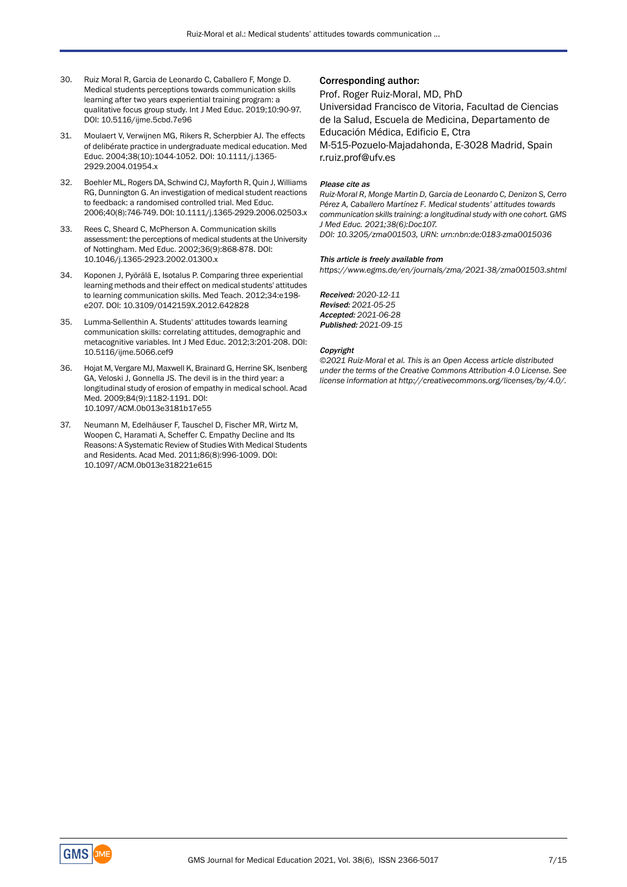30. Ruiz Moral R, Garcia de Leonardo C, Caballero F, Monge D. Medical students perceptions towards communication skills learning after two years experiential training program: a qualitative focus group study. Int J Med Educ. 2019;10:90-97. DOI: 10.5116/ijme.5cbd.7e96

31. Moulaert V, Verwijnen MG, Rikers R, Scherpbier AJ. The effects of delibérate practice in undergraduate medical education. Med Educ. 2004;38(10):1044-1052. DOI: 10.1111/j.1365-2929.2004.01954.x

32. Boehler ML, Rogers DA, Schwind CJ, Mayforth R, Quin J, Williams RG, Dunnington G. An investigation of medical student reactions to feedback: a randomised controlled trial. Med Educ. 2006;40(8):746-749. DOI: 10.1111/j.1365-2929.2006.02503.x

33. Rees C, Sheard C, McPherson A. Communication skills assessment: the perceptions of medical students at the University of Nottingham. Med Educ. 2002;36(9):868-878. DOI: 10.1046/j.1365-2923.2002.01300.x

34. Koponen J, Pyörälä E, Isotalus P. Comparing three experiential learning methods and their effect on medical students' attitudes to learning communication skills. Med Teach. 2012;34:e198-e207. DOI: 10.3109/0142159X.2012.642828

35. Lumma-Sellenthin A. Students' attitudes towards learning communication skills: correlating attitudes, demographic and metacognitive variables. Int J Med Educ. 2012;3:201-208. DOI: 10.5116/ijme.5066.cef9

36. Hojat M, Vergare MJ, Maxwell K, Brainard G, Herrine SK, Isenberg GA, Veloski J, Gonnella JS. The devil is in the third year: a longitudinal study of erosion of empathy in medical school. Acad Med. 2009;84(9):1182-1191. DOI: 10.1097/ACM.0b013e3181b17e55

37. Neumann M, Edelhäuser F, Tauschel D, Fischer MR, Wirtz M, Woopen C, Haramati A, Scheffer C. Empathy Decline and Its Reasons: A Systematic Review of Studies With Medical Students and Residents. Acad Med. 2011;86(8):996-1009. DOI: 10.1097/ACM.0b013e318221e615

**Corresponding author:**

Prof. Roger Ruiz-Moral, MD, PhD
Universidad Francisco de Vitoria, Facultad de Ciencias de la Salud, Escuela de Medicina, Departamento de Educación Médica, Edificio E, Ctra M-515-Pozuelo-Majadahonda, E-3028 Madrid, Spain
r.ruiz.prof@ufv.es

***Please cite as***

*Ruiz-Moral R, Monge Martin D, Garcia de Leonardo C, Denizon S, Cerro Pérez A, Caballero Martínez F. Medical students' attitudes towards communication skills training: a longitudinal study with one cohort. GMS J Med Educ. 2021;38(6):Doc107.*
*DOI: 10.3205/zma001503, URN: urn:nbn:de:0183-zma0015036*

***This article is freely available from***

*https://www.egms.de/en/journals/zma/2021-38/zma001503.shtml*

***Received:*** *2020-12-11*
***Revised:*** *2021-05-25*
***Accepted:*** *2021-06-28*
***Published:*** *2021-09-15*

***Copyright***

*©2021 Ruiz-Moral et al. This is an Open Access article distributed under the terms of the Creative Commons Attribution 4.0 License. See license information at http://creativecommons.org/licenses/by/4.0/.*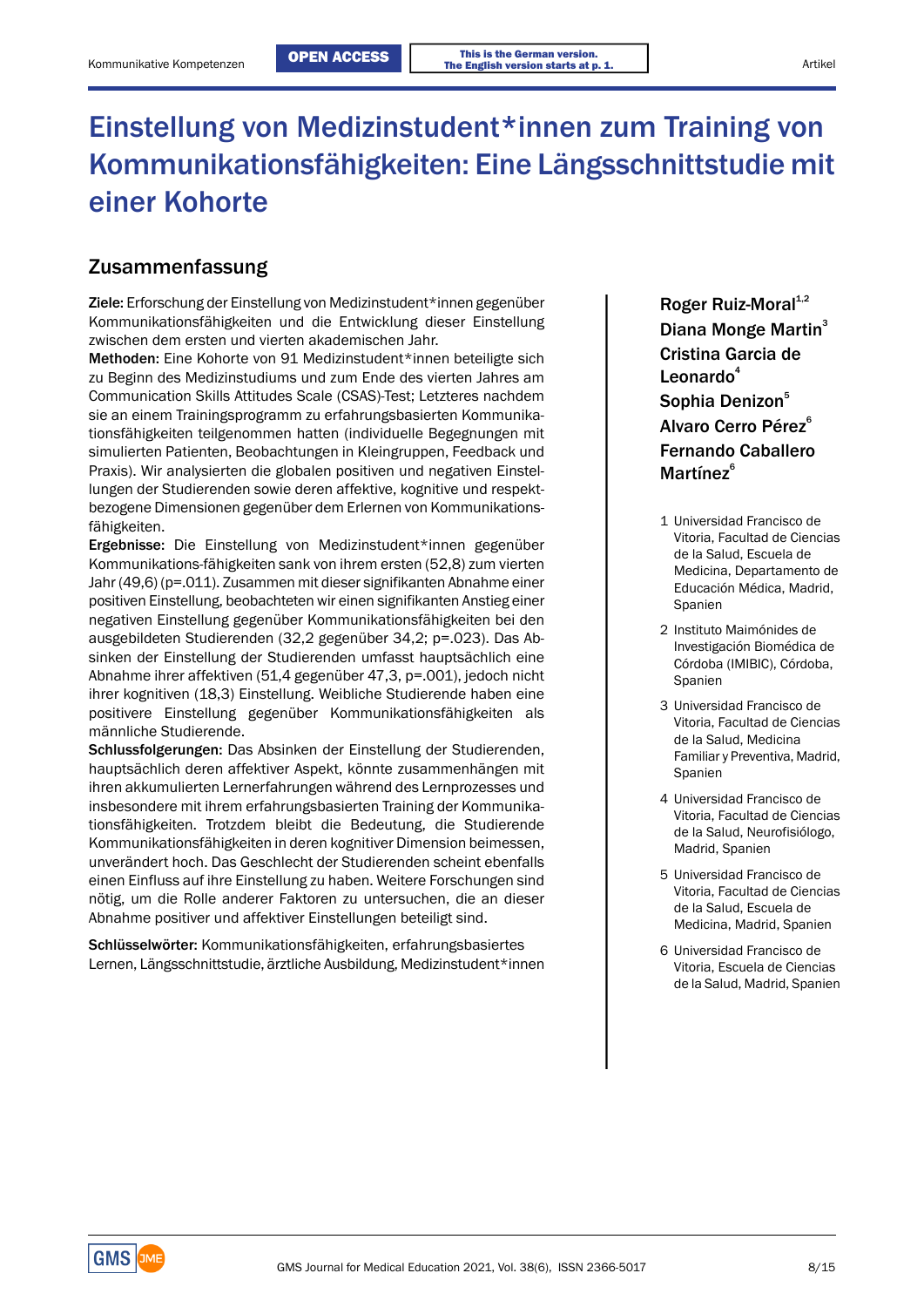# Einstellung von Medizinstudent*innen zum Training von Kommunikationsfähigkeiten: Eine Längsschnittstudie mit einer Kohorte

Roger Ruiz-Moral[1,2]
Diana Monge Martin[3]
Cristina Garcia de Leonardo[4]
Sophia Denizon[5]
Alvaro Cerro Pérez[6]
Fernando Caballero Martínez[6]

1 Universidad Francisco de Vitoria, Facultad de Ciencias de la Salud, Escuela de Medicina, Departamento de Educación Médica, Madrid, Spanien

2 Instituto Maimónides de Investigación Biomédica de Córdoba (IMIBIC), Córdoba, Spanien

3 Universidad Francisco de Vitoria, Facultad de Ciencias de la Salud, Medicina Familiar y Preventiva, Madrid, Spanien

4 Universidad Francisco de Vitoria, Facultad de Ciencias de la Salud, Neurofisiólogo, Madrid, Spanien

5 Universidad Francisco de Vitoria, Facultad de Ciencias de la Salud, Escuela de Medicina, Madrid, Spanien

6 Universidad Francisco de Vitoria, Escuela de Ciencias de la Salud, Madrid, Spanien

## Zusammenfassung

**Ziele:** Erforschung der Einstellung von Medizinstudent*innen gegenüber Kommunikationsfähigkeiten und die Entwicklung dieser Einstellung zwischen dem ersten und vierten akademischen Jahr.

**Methoden:** Eine Kohorte von 91 Medizinstudent*innen beteiligte sich zu Beginn des Medizinstudiums und zum Ende des vierten Jahres am Communication Skills Attitudes Scale (CSAS)-Test; Letzteres nachdem sie an einem Trainingsprogramm zu erfahrungsbasierten Kommunikationsfähigkeiten teilgenommen hatten (individuelle Begegnungen mit simulierten Patienten, Beobachtungen in Kleingruppen, Feedback und Praxis). Wir analysierten die globalen positiven und negativen Einstellungen der Studierenden sowie deren affektive, kognitive und respektbezogene Dimensionen gegenüber dem Erlernen von Kommunikationsfähigkeiten.

**Ergebnisse:** Die Einstellung von Medizinstudent*innen gegenüber Kommunikations-fähigkeiten sank von ihrem ersten (52,8) zum vierten Jahr (49,6) (p=.011). Zusammen mit dieser signifikanten Abnahme einer positiven Einstellung, beobachteten wir einen signifikanten Anstieg einer negativen Einstellung gegenüber Kommunikationsfähigkeiten bei den ausgebildeten Studierenden (32,2 gegenüber 34,2; p=.023). Das Absinken der Einstellung der Studierenden umfasst hauptsächlich eine Abnahme ihrer affektiven (51,4 gegenüber 47,3, p=.001), jedoch nicht ihrer kognitiven (18,3) Einstellung. Weibliche Studierende haben eine positivere Einstellung gegenüber Kommunikationsfähigkeiten als männliche Studierende.

**Schlussfolgerungen:** Das Absinken der Einstellung der Studierenden, hauptsächlich deren affektiver Aspekt, könnte zusammenhängen mit ihren akkumulierten Lernerfahrungen während des Lernprozesses und insbesondere mit ihrem erfahrungsbasierten Training der Kommunikationsfähigkeiten. Trotzdem bleibt die Bedeutung, die Studierende Kommunikationsfähigkeiten in deren kognitiver Dimension beimessen, unverändert hoch. Das Geschlecht der Studierenden scheint ebenfalls einen Einfluss auf ihre Einstellung zu haben. Weitere Forschungen sind nötig, um die Rolle anderer Faktoren zu untersuchen, die an dieser Abnahme positiver und affektiver Einstellungen beteiligt sind.

**Schlüsselwörter:** Kommunikationsfähigkeiten, erfahrungsbasiertes Lernen, Längsschnittstudie, ärztliche Ausbildung, Medizinstudent*innen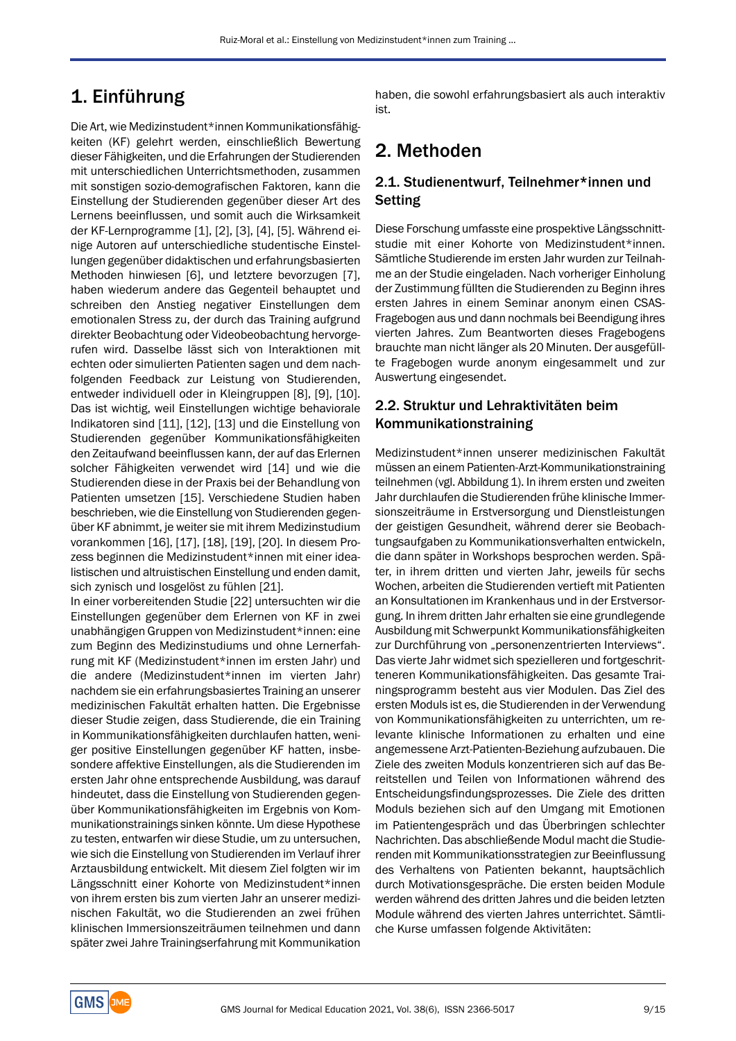# 1. Einführung

Die Art, wie Medizinstudent*innen Kommunikationsfähigkeiten (KF) gelehrt werden, einschließlich Bewertung dieser Fähigkeiten, und die Erfahrungen der Studierenden mit unterschiedlichen Unterrichtsmethoden, zusammen mit sonstigen sozio-demografischen Faktoren, kann die Einstellung der Studierenden gegenüber dieser Art des Lernens beeinflussen, und somit auch die Wirksamkeit der KF-Lernprogramme [1], [2], [3], [4], [5]. Während einige Autoren auf unterschiedliche studentische Einstellungen gegenüber didaktischen und erfahrungsbasierten Methoden hinweisen [6], und letztere bevorzugen [7], haben wiederum andere das Gegenteil behauptet und schreiben den Anstieg negativer Einstellungen dem emotionalen Stress zu, der durch das Training aufgrund direkter Beobachtung oder Videobeobachtung hervorgerufen wird. Dasselbe lässt sich von Interaktionen mit echten oder simulierten Patienten sagen und dem nachfolgenden Feedback zur Leistung von Studierenden, entweder individuell oder in Kleingruppen [8], [9], [10]. Das ist wichtig, weil Einstellungen wichtige behaviorale Indikatoren sind [11], [12], [13] und die Einstellung von Studierenden gegenüber Kommunikationsfähigkeiten den Zeitaufwand beeinflussen kann, der auf das Erlernen solcher Fähigkeiten verwendet wird [14] und wie die Studierenden diese in der Praxis bei der Behandlung von Patienten umsetzen [15]. Verschiedene Studien haben beschrieben, wie die Einstellung von Studierenden gegenüber KF abnimmt, je weiter sie mit ihrem Medizinstudium vorankommen [16], [17], [18], [19], [20]. In diesem Prozess beginnen die Medizinstudent*innen mit einer idealistischen und altruistischen Einstellung und enden damit, sich zynisch und losgelöst zu fühlen [21].

In einer vorbereitenden Studie [22] untersuchten wir die Einstellungen gegenüber dem Erlernen von KF in zwei unabhängigen Gruppen von Medizinstudent*innen: eine zum Beginn des Medizinstudiums und ohne Lernerfahrung mit KF (Medizinstudent*innen im ersten Jahr) und die andere (Medizinstudent*innen im vierten Jahr) nachdem sie ein erfahrungsbasiertes Training an unserer medizinischen Fakultät erhalten hatten. Die Ergebnisse dieser Studie zeigen, dass Studierende, die ein Training in Kommunikationsfähigkeiten durchlaufen hatten, weniger positive Einstellungen gegenüber KF hatten, insbesondere affektive Einstellungen, als die Studierenden im ersten Jahr ohne entsprechende Ausbildung, was darauf hindeutet, dass die Einstellung von Studierenden gegenüber Kommunikationsfähigkeiten im Ergebnis von Kommunikationstrainings sinken könnte. Um diese Hypothese zu testen, entwarfen wir diese Studie, um zu untersuchen, wie sich die Einstellung von Studierenden im Verlauf ihrer Arztausbildung entwickelt. Mit diesem Ziel folgten wir im Längsschnitt einer Kohorte von Medizinstudent*innen von ihrem ersten bis zum vierten Jahr an unserer medizinischen Fakultät, wo die Studierenden an zwei frühen klinischen Immersionszeiträumen teilnehmen und dann später zwei Jahre Trainingserfahrung mit Kommunikation haben, die sowohl erfahrungsbasiert als auch interaktiv ist.

# 2. Methoden

## 2.1. Studienentwurf, Teilnehmer*innen und Setting

Diese Forschung umfasste eine prospektive Längsschnittstudie mit einer Kohorte von Medizinstudent*innen. Sämtliche Studierende im ersten Jahr wurden zur Teilnahme an der Studie eingeladen. Nach vorheriger Einholung der Zustimmung füllten die Studierenden zu Beginn ihres ersten Jahres in einem Seminar anonym einen CSAS-Fragebogen aus und dann nochmals bei Beendigung ihres vierten Jahres. Zum Beantworten dieses Fragebogens brauchte man nicht länger als 20 Minuten. Der ausgefüllte Fragebogen wurde anonym eingesammelt und zur Auswertung eingesendet.

## 2.2. Struktur und Lehraktivitäten beim Kommunikationstraining

Medizinstudent*innen unserer medizinischen Fakultät müssen an einem Patienten-Arzt-Kommunikationstraining teilnehmen (vgl. Abbildung 1). In ihrem ersten und zweiten Jahr durchlaufen die Studierenden frühe klinische Immersionszeiträume in Erstversorgung und Dienstleistungen der geistigen Gesundheit, während derer sie Beobachtungsaufgaben zu Kommunikationsverhalten entwickeln, die dann später in Workshops besprochen werden. Später, in ihrem dritten und vierten Jahr, jeweils für sechs Wochen, arbeiten die Studierenden vertieft mit Patienten an Konsultationen im Krankenhaus und in der Erstversorgung. In ihrem dritten Jahr erhalten sie eine grundlegende Ausbildung mit Schwerpunkt Kommunikationsfähigkeiten zur Durchführung von „personenzentrierten Interviews“. Das vierte Jahr widmet sich spezielleren und fortgeschritteneren Kommunikationsfähigkeiten. Das gesamte Trainingsprogramm besteht aus vier Modulen. Das Ziel des ersten Moduls ist es, die Studierenden in der Verwendung von Kommunikationsfähigkeiten zu unterrichten, um relevante klinische Informationen zu erhalten und eine angemessene Arzt-Patienten-Beziehung aufzubauen. Die Ziele des zweiten Moduls konzentrieren sich auf das Bereitstellen und Teilen von Informationen während des Entscheidungsfindungsprozesses. Die Ziele des dritten Moduls beziehen sich auf den Umgang mit Emotionen im Patientengespräch und das Überbringen schlechter Nachrichten. Das abschließende Modul macht die Studierenden mit Kommunikationsstrategien zur Beeinflussung des Verhaltens von Patienten bekannt, hauptsächlich durch Motivationsgespräche. Die ersten beiden Module werden während des dritten Jahres und die beiden letzten Module während des vierten Jahres unterrichtet. Sämtliche Kurse umfassen folgende Aktivitäten: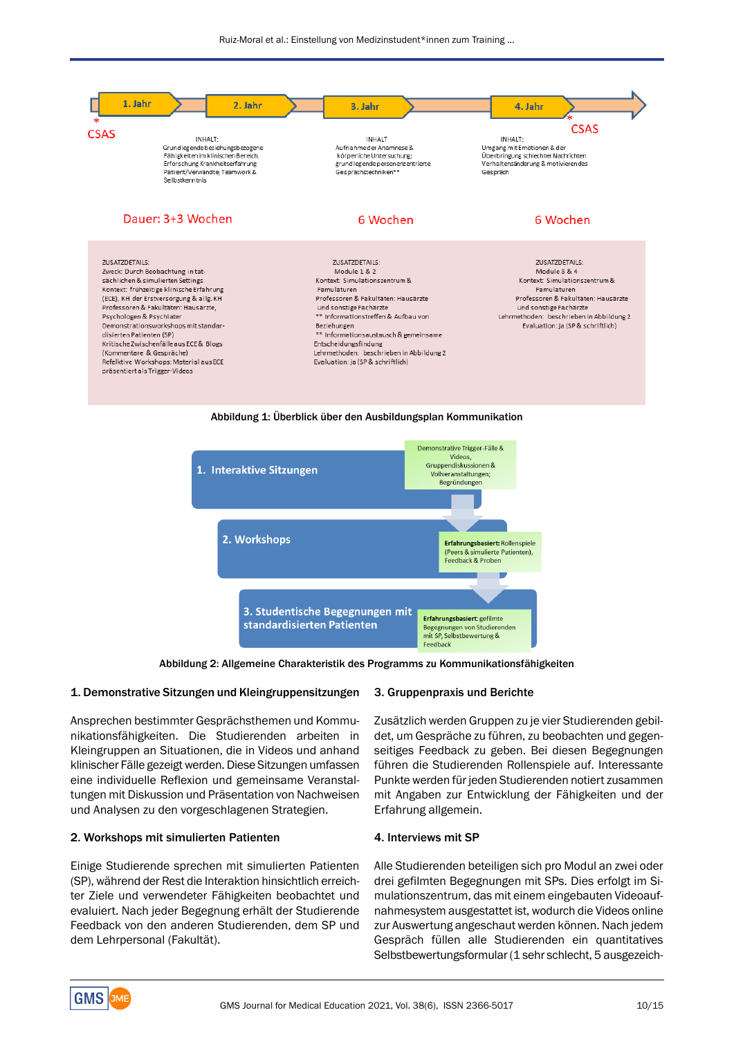1. Jahr | 2. Jahr | 3. Jahr | 4. Jahr

\* CSAS

INHALT:
Grundlegende beziehungsbezogene Fähigkeiten im klinischen Bereich. Erforschung Krankheitserfahrung Patient/Verwandte; Teamwork & Selbsterkenntnis

INHALT
Aufnahme der Anamnese & körperliche Untersuchung; grundlegende personenzentrierte Gesprächstechniken**

INHALT:
Umgang mit Emotionen & der Überbringung schlechter Nachrichten Verhaltensänderung & motivierendes Gespräch

\* CSAS

Dauer: 3+3 Wochen | 6 Wochen | 6 Wochen

ZUSATZDETAILS:
Zweck: Durch Beobachtung in tatsächlichen & simulierten Settings
Kontext: frühzeitige klinische Erfahrung (ECE), KH der Erstversorgung & allg. KH
Professoren & Fakultäten: Hausärzte, Psychologen & Psychiater
Demonstrationsworkshops mit standardisierten Patienten (SP)
Kritische Zwischenfälle aus ECE & Blogs (Kommentare & Gespräche)
Refelktive Workshops: Material aus ECE präsentiert als Trigger-Videos

ZUSATZDETAILS:
Module 1 & 2
Kontext: Simulationszentrum & Famulaturen
Professoren & Fakultäten: Hausärzte und sonstige Fachärzte
** Informationstreffen & Aufbau von Beziehungen
** Informationsaustausch & gemeinsame Entscheidungsfindung
Lehrmethoden: beschrieben in Abbildung 2
Evaluation: ja (SP & schriftlich)

ZUSATZDETAILS:
Module 3 & 4
Kontext: Simulationszentrum & Famulaturen
Professoren & Fakultäten: Hausärzte und sonstige Fachärzte
Lehrmethoden: beschrieben in Abbildung 2
Evaluation: ja (SP & schriftlich)

**Abbildung 1: Überblick über den Ausbildungsplan Kommunikation**

1. Interaktive Sitzungen — Demonstrative Trigger-Fälle & Videos, Gruppendiskussionen & Vollveranstaltungen; Begründungen

2. Workshops — **Erfahrungsbasiert:** Rollenspiele (Peers & simulierte Patienten), Feedback & Proben

3. Studentische Begegnungen mit standardisierten Patienten — **Erfahrungsbasiert:** gefilmte Begegnungen von Studierenden mit SP, Selbstbewertung & Feedback

**Abbildung 2: Allgemeine Charakteristik des Programms zu Kommunikationsfähigkeiten**

### 1. Demonstrative Sitzungen und Kleingruppensitzungen

Ansprechen bestimmter Gesprächsthemen und Kommunikationsfähigkeiten. Die Studierenden arbeiten in Kleingruppen an Situationen, die in Videos und anhand klinischer Fälle gezeigt werden. Diese Sitzungen umfassen eine individuelle Reflexion und gemeinsame Veranstaltungen mit Diskussion und Präsentation von Nachweisen und Analysen zu den vorgeschlagenen Strategien.

### 2. Workshops mit simulierten Patienten

Einige Studierende sprechen mit simulierten Patienten (SP), während der Rest die Interaktion hinsichtlich erreichter Ziele und verwendeter Fähigkeiten beobachtet und evaluiert. Nach jeder Begegnung erhält der Studierende Feedback von den anderen Studierenden, dem SP und dem Lehrpersonal (Fakultät).

### 3. Gruppenpraxis und Berichte

Zusätzlich werden Gruppen zu je vier Studierenden gebildet, um Gespräche zu führen, zu beobachten und gegenseitiges Feedback zu geben. Bei diesen Begegnungen führen die Studierenden Rollenspiele auf. Interessante Punkte werden für jeden Studierenden notiert zusammen mit Angaben zur Entwicklung der Fähigkeiten und der Erfahrung allgemein.

### 4. Interviews mit SP

Alle Studierenden beteiligen sich pro Modul an zwei oder drei gefilmten Begegnungen mit SPs. Dies erfolgt im Simulationszentrum, das mit einem eingebauten Videoaufnahmesystem ausgestattet ist, wodurch die Videos online zur Auswertung angeschaut werden können. Nach jedem Gespräch füllen alle Studierenden ein quantitatives Selbstbewertungsformular (1 sehr schlecht, 5 ausgezeich-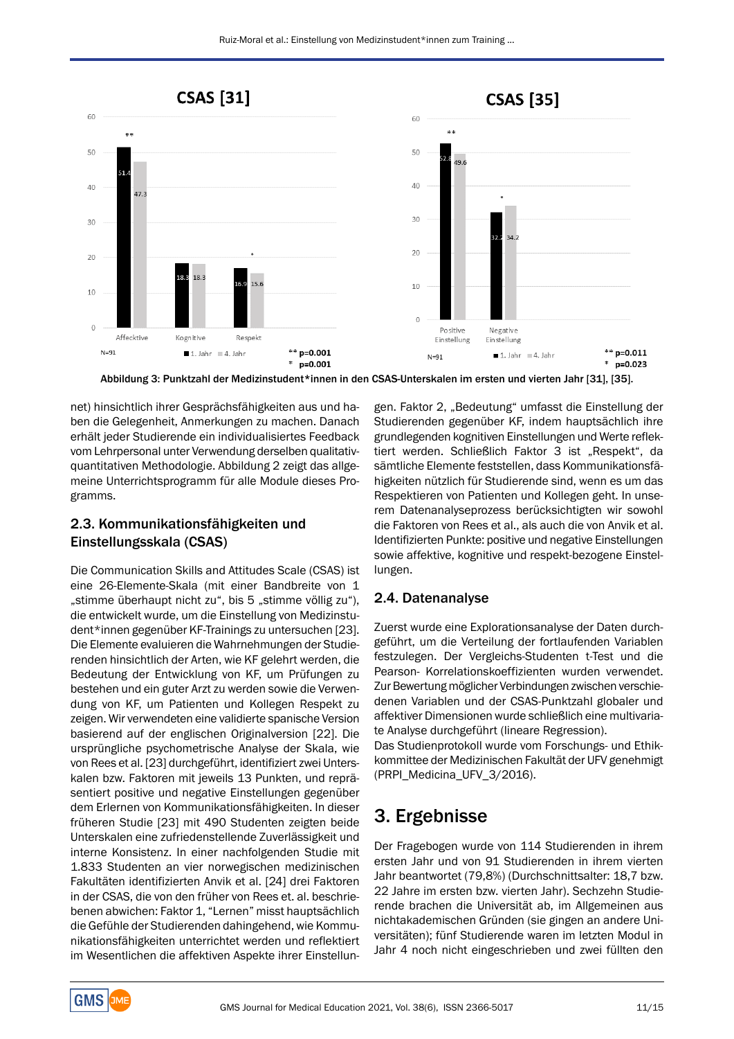Abbildung 3: Punktzahl der Medizinstudent*innen in den CSAS-Unterskalen im ersten und vierten Jahr [31], [35].

net) hinsichtlich ihrer Gesprächsfähigkeiten aus und haben die Gelegenheit, Anmerkungen zu machen. Danach erhält jeder Studierende ein individualisiertes Feedback vom Lehrpersonal unter Verwendung derselben qualitativ-quantitativen Methodologie. Abbildung 2 zeigt das allgemeine Unterrichtsprogramm für alle Module dieses Programms.

## 2.3. Kommunikationsfähigkeiten und Einstellungsskala (CSAS)

Die Communication Skills and Attitudes Scale (CSAS) ist eine 26-Elemente-Skala (mit einer Bandbreite von 1 „stimme überhaupt nicht zu“, bis 5 „stimme völlig zu“), die entwickelt wurde, um die Einstellung von Medizinstudent*innen gegenüber KF-Trainings zu untersuchen [23]. Die Elemente evaluieren die Wahrnehmungen der Studierenden hinsichtlich der Arten, wie KF gelehrt werden, die Bedeutung der Entwicklung von KF, um Prüfungen zu bestehen und ein guter Arzt zu werden sowie die Verwendung von KF, um Patienten und Kollegen Respekt zu zeigen. Wir verwendeten eine validierte spanische Version basierend auf der englischen Originalversion [22]. Die ursprüngliche psychometrische Analyse der Skala, wie von Rees et al. [23] durchgeführt, identifiziert zwei Unterskalen bzw. Faktoren mit jeweils 13 Punkten, und repräsentiert positive und negative Einstellungen gegenüber dem Erlernen von Kommunikationsfähigkeiten. In dieser früheren Studie [23] mit 490 Studenten zeigten beide Unterskalen eine zufriedenstellende Zuverlässigkeit und interne Konsistenz. In einer nachfolgenden Studie mit 1.833 Studenten an vier norwegischen medizinischen Fakultäten identifizierten Anvik et al. [24] drei Faktoren in der CSAS, die von den früher von Rees et. al. beschriebenen abwichen: Faktor 1, “Lernen” misst hauptsächlich die Gefühle der Studierenden dahingehend, wie Kommunikationsfähigkeiten unterrichtet werden und reflektiert im Wesentlichen die affektiven Aspekte ihrer Einstellungen. Faktor 2, „Bedeutung“ umfasst die Einstellung der Studierenden gegenüber KF, indem hauptsächlich ihre grundlegenden kognitiven Einstellungen und Werte reflektiert werden. Schließlich Faktor 3 ist „Respekt“, da sämtliche Elemente feststellen, dass Kommunikationsfähigkeiten nützlich für Studierende sind, wenn es um das Respektieren von Patienten und Kollegen geht. In unserem Datenanalyseprozess berücksichtigten wir sowohl die Faktoren von Rees et al., als auch die von Anvik et al. Identifizierten Punkte: positive und negative Einstellungen sowie affektive, kognitive und respekt-bezogene Einstellungen.

## 2.4. Datenanalyse

Zuerst wurde eine Explorationsanalyse der Daten durchgeführt, um die Verteilung der fortlaufenden Variablen festzulegen. Der Vergleichs-Studenten t-Test und die Pearson- Korrelationskoeffizienten wurden verwendet. Zur Bewertung möglicher Verbindungen zwischen verschiedenen Variablen und der CSAS-Punktzahl globaler und affektiver Dimensionen wurde schließlich eine multivariate Analyse durchgeführt (lineare Regression).

Das Studienprotokoll wurde vom Forschungs- und Ethikkommittee der Medizinischen Fakultät der UFV genehmigt (PRPI_Medicina_UFV_3/2016).

# 3. Ergebnisse

Der Fragebogen wurde von 114 Studierenden in ihrem ersten Jahr und von 91 Studierenden in ihrem vierten Jahr beantwortet (79,8%) (Durchschnittsalter: 18,7 bzw. 22 Jahre im ersten bzw. vierten Jahr). Sechzehn Studierende brachen die Universität ab, im Allgemeinen aus nichtakademischen Gründen (sie gingen an andere Universitäten); fünf Studierende waren im letzten Modul in Jahr 4 noch nicht eingeschrieben und zwei füllten den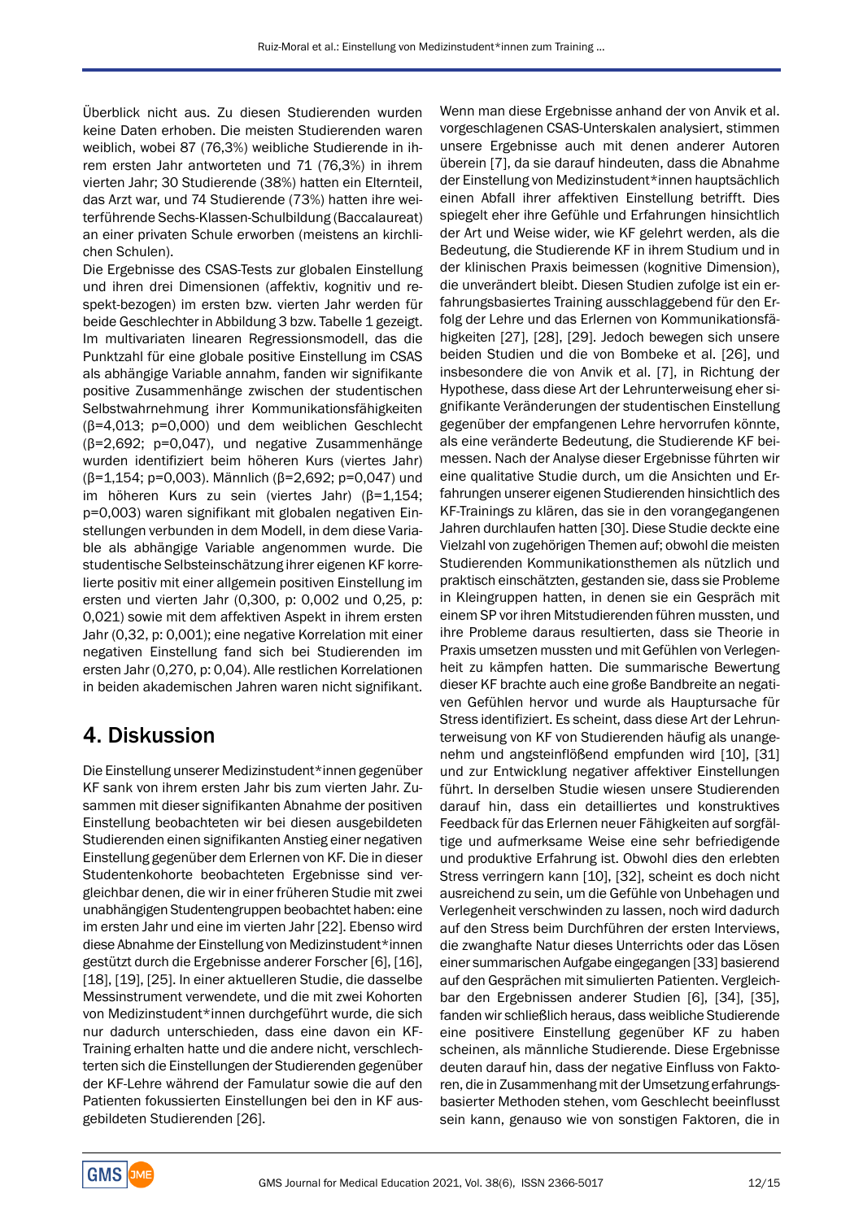Überblick nicht aus. Zu diesen Studierenden wurden keine Daten erhoben. Die meisten Studierenden waren weiblich, wobei 87 (76,3%) weibliche Studierende in ihrem ersten Jahr antworteten und 71 (76,3%) in ihrem vierten Jahr; 30 Studierende (38%) hatten ein Elternteil, das Arzt war, und 74 Studierende (73%) hatten ihre weiterführende Sechs-Klassen-Schulbildung (Baccalaureat) an einer privaten Schule erworben (meistens an kirchlichen Schulen).

Die Ergebnisse des CSAS-Tests zur globalen Einstellung und ihren drei Dimensionen (affektiv, kognitiv und respekt-bezogen) im ersten bzw. vierten Jahr werden für beide Geschlechter in Abbildung 3 bzw. Tabelle 1 gezeigt. Im multivariaten linearen Regressionsmodell, das die Punktzahl für eine globale positive Einstellung im CSAS als abhängige Variable annahm, fanden wir signifikante positive Zusammenhänge zwischen der studentischen Selbstwahrnehmung ihrer Kommunikationsfähigkeiten (β=4,013; p=0,000) und dem weiblichen Geschlecht (β=2,692; p=0,047), und negative Zusammenhänge wurden identifiziert beim höheren Kurs (viertes Jahr) (β=1,154; p=0,003). Männlich (β=2,692; p=0,047) und im höheren Kurs zu sein (viertes Jahr) (β=1,154; p=0,003) waren signifikant mit globalen negativen Einstellungen verbunden in dem Modell, in dem diese Variable als abhängige Variable angenommen wurde. Die studentische Selbsteinschätzung ihrer eigenen KF korrelierte positiv mit einer allgemein positiven Einstellung im ersten und vierten Jahr (0,300, p: 0,002 und 0,25, p: 0,021) sowie mit dem affektiven Aspekt in ihrem ersten Jahr (0,32, p: 0,001); eine negative Korrelation mit einer negativen Einstellung fand sich bei Studierenden im ersten Jahr (0,270, p: 0,04). Alle restlichen Korrelationen in beiden akademischen Jahren waren nicht signifikant.

## 4. Diskussion

Die Einstellung unserer Medizinstudent*innen gegenüber KF sank von ihrem ersten Jahr bis zum vierten Jahr. Zusammen mit dieser signifikanten Abnahme der positiven Einstellung beobachteten wir bei diesen ausgebildeten Studierenden einen signifikanten Anstieg einer negativen Einstellung gegenüber dem Erlernen von KF. Die in dieser Studentenkohorte beobachteten Ergebnisse sind vergleichbar denen, die wir in einer früheren Studie mit zwei unabhängigen Studentengruppen beobachtet haben: eine im ersten Jahr und eine im vierten Jahr [22]. Ebenso wird diese Abnahme der Einstellung von Medizinstudent*innen gestützt durch die Ergebnisse anderer Forscher [6], [16], [18], [19], [25]. In einer aktuelleren Studie, die dasselbe Messinstrument verwendete, und die mit zwei Kohorten von Medizinstudent*innen durchgeführt wurde, die sich nur dadurch unterschieden, dass eine davon ein KF-Training erhalten hatte und die andere nicht, verschlechterten sich die Einstellungen der Studierenden gegenüber der KF-Lehre während der Famulatur sowie die auf den Patienten fokussierten Einstellungen bei den in KF ausgebildeten Studierenden [26].

Wenn man diese Ergebnisse anhand der von Anvik et al. vorgeschlagenen CSAS-Unterskalen analysiert, stimmen unsere Ergebnisse auch mit denen anderer Autoren überein [7], da sie darauf hindeuten, dass die Abnahme der Einstellung von Medizinstudent*innen hauptsächlich einen Abfall ihrer affektiven Einstellung betrifft. Dies spiegelt eher ihre Gefühle und Erfahrungen hinsichtlich der Art und Weise wider, wie KF gelehrt werden, als die Bedeutung, die Studierende KF in ihrem Studium und in der klinischen Praxis beimessen (kognitive Dimension), die unverändert bleibt. Diesen Studien zufolge ist ein erfahrungsbasiertes Training ausschlaggebend für den Erfolg der Lehre und das Erlernen von Kommunikationsfähigkeiten [27], [28], [29]. Jedoch bewegen sich unsere beiden Studien und die von Bombeke et al. [26], und insbesondere die von Anvik et al. [7], in Richtung der Hypothese, dass diese Art der Lehrunterweisung eher signifikante Veränderungen der studentischen Einstellung gegenüber der empfangenen Lehre hervorrufen könnte, als eine veränderte Bedeutung, die Studierende KF beimessen. Nach der Analyse dieser Ergebnisse führten wir eine qualitative Studie durch, um die Ansichten und Erfahrungen unserer eigenen Studierenden hinsichtlich des KF-Trainings zu klären, das sie in den vorangegangenen Jahren durchlaufen hatten [30]. Diese Studie deckte eine Vielzahl von zugehörigen Themen auf; obwohl die meisten Studierenden Kommunikationsthemen als nützlich und praktisch einschätzten, gestanden sie, dass sie Probleme in Kleingruppen hatten, in denen sie ein Gespräch mit einem SP vor ihren Mitstudierenden führen mussten, und ihre Probleme daraus resultierten, dass sie Theorie in Praxis umsetzen mussten und mit Gefühlen von Verlegenheit zu kämpfen hatten. Die summarische Bewertung dieser KF brachte auch eine große Bandbreite an negativen Gefühlen hervor und wurde als Hauptursache für Stress identifiziert. Es scheint, dass diese Art der Lehrunterweisung von KF von Studierenden häufig als unangenehm und angsteinflößend empfunden wird [10], [31] und zur Entwicklung negativer affektiver Einstellungen führt. In derselben Studie wiesen unsere Studierenden darauf hin, dass ein detailliertes und konstruktives Feedback für das Erlernen neuer Fähigkeiten auf sorgfältige und aufmerksame Weise eine sehr befriedigende und produktive Erfahrung ist. Obwohl dies den erlebten Stress verringern kann [10], [32], scheint es doch nicht ausreichend zu sein, um die Gefühle von Unbehagen und Verlegenheit verschwinden zu lassen, noch wird dadurch auf den Stress beim Durchführen der ersten Interviews, die zwanghafte Natur dieses Unterrichts oder das Lösen einer summarischen Aufgabe eingegangen [33] basierend auf den Gesprächen mit simulierten Patienten. Vergleichbar den Ergebnissen anderer Studien [6], [34], [35], fanden wir schließlich heraus, dass weibliche Studierende eine positivere Einstellung gegenüber KF zu haben scheinen, als männliche Studierende. Diese Ergebnisse deuten darauf hin, dass der negative Einfluss von Faktoren, die in Zusammenhang mit der Umsetzung erfahrungsbasierter Methoden stehen, vom Geschlecht beeinflusst sein kann, genauso wie von sonstigen Faktoren, die in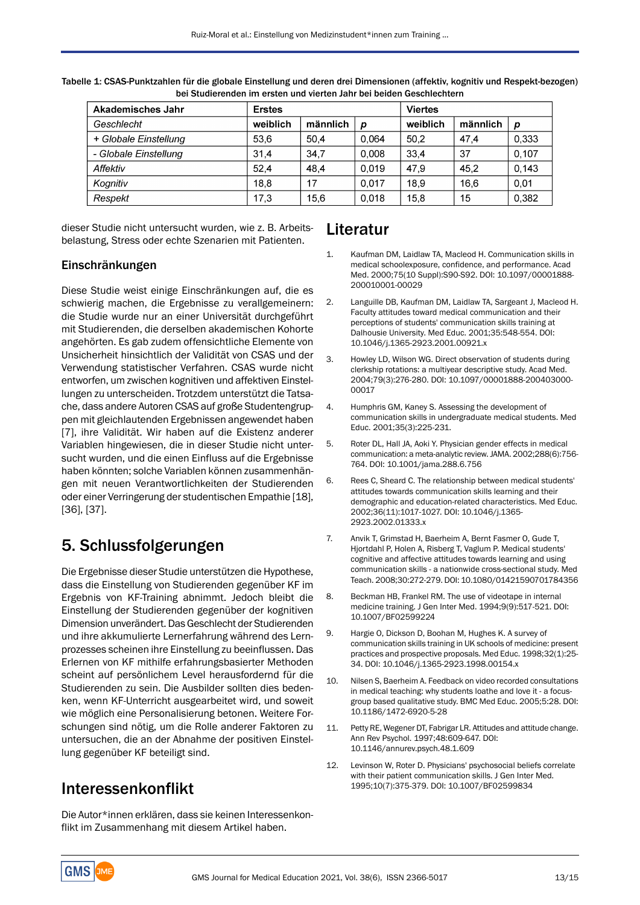Tabelle 1: CSAS-Punktzahlen für die globale Einstellung und deren drei Dimensionen (affektiv, kognitiv und Respekt-bezogen) bei Studierenden im ersten und vierten Jahr bei beiden Geschlechtern

| **Akademisches Jahr** | **Erstes** | | | **Viertes** | | |
|---|---|---|---|---|---|---|
| *Geschlecht* | **weiblich** | **männlich** | ***p*** | **weiblich** | **männlich** | ***p*** |
| *+ Globale Einstellung* | 53,6 | 50,4 | 0,064 | 50,2 | 47,4 | 0,333 |
| *- Globale Einstellung* | 31,4 | 34,7 | 0,008 | 33,4 | 37 | 0,107 |
| *Affektiv* | 52,4 | 48,4 | 0,019 | 47,9 | 45,2 | 0,143 |
| *Kognitiv* | 18,8 | 17 | 0,017 | 18,9 | 16,6 | 0,01 |
| *Respekt* | 17,3 | 15,6 | 0,018 | 15,8 | 15 | 0,382 |

dieser Studie nicht untersucht wurden, wie z. B. Arbeitsbelastung, Stress oder echte Szenarien mit Patienten.

### Einschränkungen

Diese Studie weist einige Einschränkungen auf, die es schwierig machen, die Ergebnisse zu verallgemeinern: die Studie wurde nur an einer Universität durchgeführt mit Studierenden, die derselben akademischen Kohorte angehörten. Es gab zudem offensichtliche Elemente von Unsicherheit hinsichtlich der Validität von CSAS und der Verwendung statistischer Verfahren. CSAS wurde nicht entworfen, um zwischen kognitiven und affektiven Einstellungen zu unterscheiden. Trotzdem unterstützt die Tatsache, dass andere Autoren CSAS auf große Studentengruppen mit gleichlautenden Ergebnissen angewendet haben [7], ihre Validität. Wir haben auf die Existenz anderer Variablen hingewiesen, die in dieser Studie nicht untersucht wurden, und die einen Einfluss auf die Ergebnisse haben könnten; solche Variablen können zusammenhängen mit neuen Verantwortlichkeiten der Studierenden oder einer Verringerung der studentischen Empathie [18], [36], [37].

## 5. Schlussfolgerungen

Die Ergebnisse dieser Studie unterstützen die Hypothese, dass die Einstellung von Studierenden gegenüber KF im Ergebnis von KF-Training abnimmt. Jedoch bleibt die Einstellung der Studierenden gegenüber der kognitiven Dimension unverändert. Das Geschlecht der Studierenden und ihre akkumulierte Lernerfahrung während des Lernprozesses scheinen ihre Einstellung zu beeinflussen. Das Erlernen von KF mithilfe erfahrungsbasierter Methoden scheint auf persönlichem Level herausfordernd für die Studierenden zu sein. Die Ausbilder sollten dies bedenken, wenn KF-Unterricht ausgearbeitet wird, und soweit wie möglich eine Personalisierung betonen. Weitere Forschungen sind nötig, um die Rolle anderer Faktoren zu untersuchen, die an der Abnahme der positiven Einstellung gegenüber KF beteiligt sind.

## Interessenkonflikt

Die Autor*innen erklären, dass sie keinen Interessenkonflikt im Zusammenhang mit diesem Artikel haben.

## Literatur

1. Kaufman DM, Laidlaw TA, Macleod H. Communication skills in medical schoolexposure, confidence, and performance. Acad Med. 2000;75(10 Suppl):S90-S92. DOI: 10.1097/00001888-200010001-00029
2. Languille DB, Kaufman DM, Laidlaw TA, Sargeant J, Macleod H. Faculty attitudes toward medical communication and their perceptions of students' communication skills training at Dalhousie University. Med Educ. 2001;35:548-554. DOI: 10.1046/j.1365-2923.2001.00921.x
3. Howley LD, Wilson WG. Direct observation of students during clerkship rotations: a multiyear descriptive study. Acad Med. 2004;79(3):276-280. DOI: 10.1097/00001888-200403000-00017
4. Humphris GM, Kaney S. Assessing the development of communication skills in undergraduate medical students. Med Educ. 2001;35(3):225-231.
5. Roter DL, Hall JA, Aoki Y. Physician gender effects in medical communication: a meta-analytic review. JAMA. 2002;288(6):756-764. DOI: 10.1001/jama.288.6.756
6. Rees C, Sheard C. The relationship between medical students' attitudes towards communication skills learning and their demographic and education-related characteristics. Med Educ. 2002;36(11):1017-1027. DOI: 10.1046/j.1365-2923.2002.01333.x
7. Anvik T, Grimstad H, Baerheim A, Bernt Fasmer O, Gude T, Hjortdahl P, Holen A, Risberg T, Vaglum P. Medical students' cognitive and affective attitudes towards learning and using communication skills - a nationwide cross-sectional study. Med Teach. 2008;30:272-279. DOI: 10.1080/01421590701784356
8. Beckman HB, Frankel RM. The use of videotape in internal medicine training. J Gen Inter Med. 1994;9(9):517-521. DOI: 10.1007/BF02599224
9. Hargie O, Dickson D, Boohan M, Hughes K. A survey of communication skills training in UK schools of medicine: present practices and prospective proposals. Med Educ. 1998;32(1):25-34. DOI: 10.1046/j.1365-2923.1998.00154.x
10. Nilsen S, Baerheim A. Feedback on video recorded consultations in medical teaching: why students loathe and love it - a focus-group based qualitative study. BMC Med Educ. 2005;5:28. DOI: 10.1186/1472-6920-5-28
11. Petty RE, Wegener DT, Fabrigar LR. Attitudes and attitude change. Ann Rev Psychol. 1997;48:609-647. DOI: 10.1146/annurev.psych.48.1.609
12. Levinson W, Roter D. Physicians' psychosocial beliefs correlate with their patient communication skills. J Gen Inter Med. 1995;10(7):375-379. DOI: 10.1007/BF02599834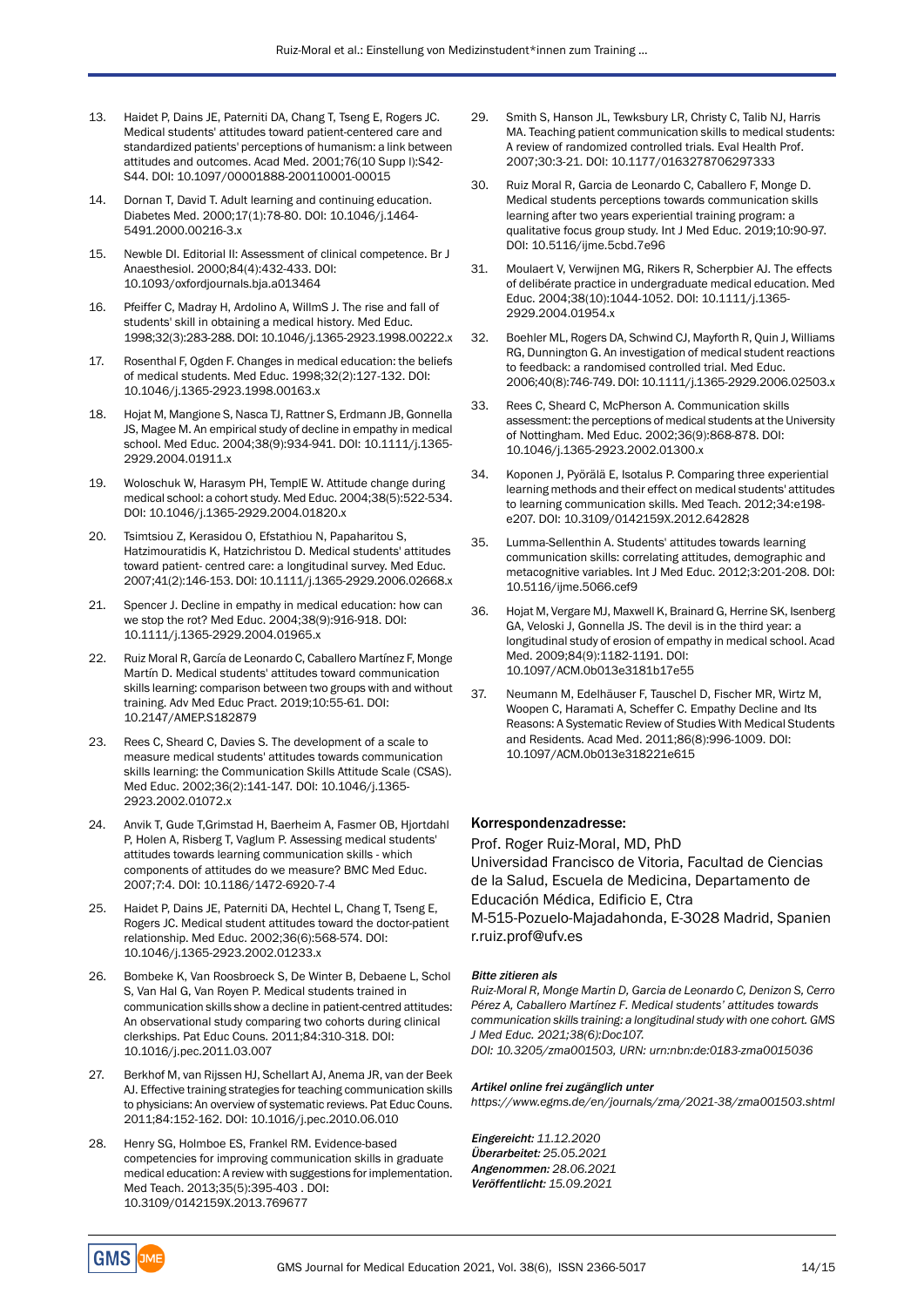13. Haidet P, Dains JE, Paterniti DA, Chang T, Tseng E, Rogers JC. Medical students' attitudes toward patient-centered care and standardized patients' perceptions of humanism: a link between attitudes and outcomes. Acad Med. 2001;76(10 Supp l):S42-S44. DOI: 10.1097/00001888-200110001-00015
14. Dornan T, David T. Adult learning and continuing education. Diabetes Med. 2000;17(1):78-80. DOI: 10.1046/j.1464-5491.2000.00216-3.x
15. Newble DI. Editorial II: Assessment of clinical competence. Br J Anaesthesiol. 2000;84(4):432-433. DOI: 10.1093/oxfordjournals.bja.a013464
16. Pfeiffer C, Madray H, Ardolino A, WillmS J. The rise and fall of students' skill in obtaining a medical history. Med Educ. 1998;32(3):283-288. DOI: 10.1046/j.1365-2923.1998.00222.x
17. Rosenthal F, Ogden F. Changes in medical education: the beliefs of medical students. Med Educ. 1998;32(2):127-132. DOI: 10.1046/j.1365-2923.1998.00163.x
18. Hojat M, Mangione S, Nasca TJ, Rattner S, Erdmann JB, Gonnella JS, Magee M. An empirical study of decline in empathy in medical school. Med Educ. 2004;38(9):934-941. DOI: 10.1111/j.1365-2929.2004.01911.x
19. Woloschuk W, Harasym PH, TemplE W. Attitude change during medical school: a cohort study. Med Educ. 2004;38(5):522-534. DOI: 10.1046/j.1365-2929.2004.01820.x
20. Tsimtsiou Z, Kerasidou O, Efstathiou N, Papaharitou S, Hatzimouratidis K, Hatzichristou D. Medical students' attitudes toward patient- centred care: a longitudinal survey. Med Educ. 2007;41(2):146-153. DOI: 10.1111/j.1365-2929.2006.02668.x
21. Spencer J. Decline in empathy in medical education: how can we stop the rot? Med Educ. 2004;38(9):916-918. DOI: 10.1111/j.1365-2929.2004.01965.x
22. Ruiz Moral R, García de Leonardo C, Caballero Martínez F, Monge Martín D. Medical students' attitudes toward communication skills learning: comparison between two groups with and without training. Adv Med Educ Pract. 2019;10:55-61. DOI: 10.2147/AMEP.S182879
23. Rees C, Sheard C, Davies S. The development of a scale to measure medical students' attitudes towards communication skills learning: the Communication Skills Attitude Scale (CSAS). Med Educ. 2002;36(2):141-147. DOI: 10.1046/j.1365-2923.2002.01072.x
24. Anvik T, Gude T,Grimstad H, Baerheim A, Fasmer OB, Hjortdahl P, Holen A, Risberg T, Vaglum P. Assessing medical students' attitudes towards learning communication skills - which components of attitudes do we measure? BMC Med Educ. 2007;7:4. DOI: 10.1186/1472-6920-7-4
25. Haidet P, Dains JE, Paterniti DA, Hechtel L, Chang T, Tseng E, Rogers JC. Medical student attitudes toward the doctor-patient relationship. Med Educ. 2002;36(6):568-574. DOI: 10.1046/j.1365-2923.2002.01233.x
26. Bombeke K, Van Roosbroeck S, De Winter B, Debaene L, Schol S, Van Hal G, Van Royen P. Medical students trained in communication skills show a decline in patient-centred attitudes: An observational study comparing two cohorts during clinical clerkships. Pat Educ Couns. 2011;84:310-318. DOI: 10.1016/j.pec.2011.03.007
27. Berkhof M, van Rijssen HJ, Schellart AJ, Anema JR, van der Beek AJ. Effective training strategies for teaching communication skills to physicians: An overview of systematic reviews. Pat Educ Couns. 2011;84:152-162. DOI: 10.1016/j.pec.2010.06.010
28. Henry SG, Holmboe ES, Frankel RM. Evidence-based competencies for improving communication skills in graduate medical education: A review with suggestions for implementation. Med Teach. 2013;35(5):395-403 . DOI: 10.3109/0142159X.2013.769677
29. Smith S, Hanson JL, Tewksbury LR, Christy C, Talib NJ, Harris MA. Teaching patient communication skills to medical students: A review of randomized controlled trials. Eval Health Prof. 2007;30:3-21. DOI: 10.1177/0163278706297333
30. Ruiz Moral R, Garcia de Leonardo C, Caballero F, Monge D. Medical students perceptions towards communication skills learning after two years experiential training program: a qualitative focus group study. Int J Med Educ. 2019;10:90-97. DOI: 10.5116/ijme.5cbd.7e96
31. Moulaert V, Verwijnen MG, Rikers R, Scherpbier AJ. The effects of delibérate practice in undergraduate medical education. Med Educ. 2004;38(10):1044-1052. DOI: 10.1111/j.1365-2929.2004.01954.x
32. Boehler ML, Rogers DA, Schwind CJ, Mayforth R, Quin J, Williams RG, Dunnington G. An investigation of medical student reactions to feedback: a randomised controlled trial. Med Educ. 2006;40(8):746-749. DOI: 10.1111/j.1365-2929.2006.02503.x
33. Rees C, Sheard C, McPherson A. Communication skills assessment: the perceptions of medical students at the University of Nottingham. Med Educ. 2002;36(9):868-878. DOI: 10.1046/j.1365-2923.2002.01300.x
34. Koponen J, Pyörälä E, Isotalus P. Comparing three experiential learning methods and their effect on medical students' attitudes to learning communication skills. Med Teach. 2012;34:e198-e207. DOI: 10.3109/0142159X.2012.642828
35. Lumma-Sellenthin A. Students' attitudes towards learning communication skills: correlating attitudes, demographic and metacognitive variables. Int J Med Educ. 2012;3:201-208. DOI: 10.5116/ijme.5066.cef9
36. Hojat M, Vergare MJ, Maxwell K, Brainard G, Herrine SK, Isenberg GA, Veloski J, Gonnella JS. The devil is in the third year: a longitudinal study of erosion of empathy in medical school. Acad Med. 2009;84(9):1182-1191. DOI: 10.1097/ACM.0b013e3181b17e55
37. Neumann M, Edelhäuser F, Tauschel D, Fischer MR, Wirtz M, Woopen C, Haramati A, Scheffer C. Empathy Decline and Its Reasons: A Systematic Review of Studies With Medical Students and Residents. Acad Med. 2011;86(8):996-1009. DOI: 10.1097/ACM.0b013e318221e615

#### Korrespondenzadresse:

Prof. Roger Ruiz-Moral, MD, PhD
Universidad Francisco de Vitoria, Facultad de Ciencias de la Salud, Escuela de Medicina, Departamento de Educación Médica, Edificio E, Ctra M-515-Pozuelo-Majadahonda, E-3028 Madrid, Spanien
r.ruiz.prof@ufv.es

***Bitte zitieren als***

*Ruiz-Moral R, Monge Martin D, Garcia de Leonardo C, Denizon S, Cerro Pérez A, Caballero Martínez F. Medical students' attitudes towards communication skills training: a longitudinal study with one cohort. GMS J Med Educ. 2021;38(6):Doc107.*
*DOI: 10.3205/zma001503, URN: urn:nbn:de:0183-zma0015036*

***Artikel online frei zugänglich unter***

*https://www.egms.de/en/journals/zma/2021-38/zma001503.shtml*

***Eingereicht:*** *11.12.2020*
***Überarbeitet:*** *25.05.2021*
***Angenommen:*** *28.06.2021*
***Veröffentlicht:*** *15.09.2021*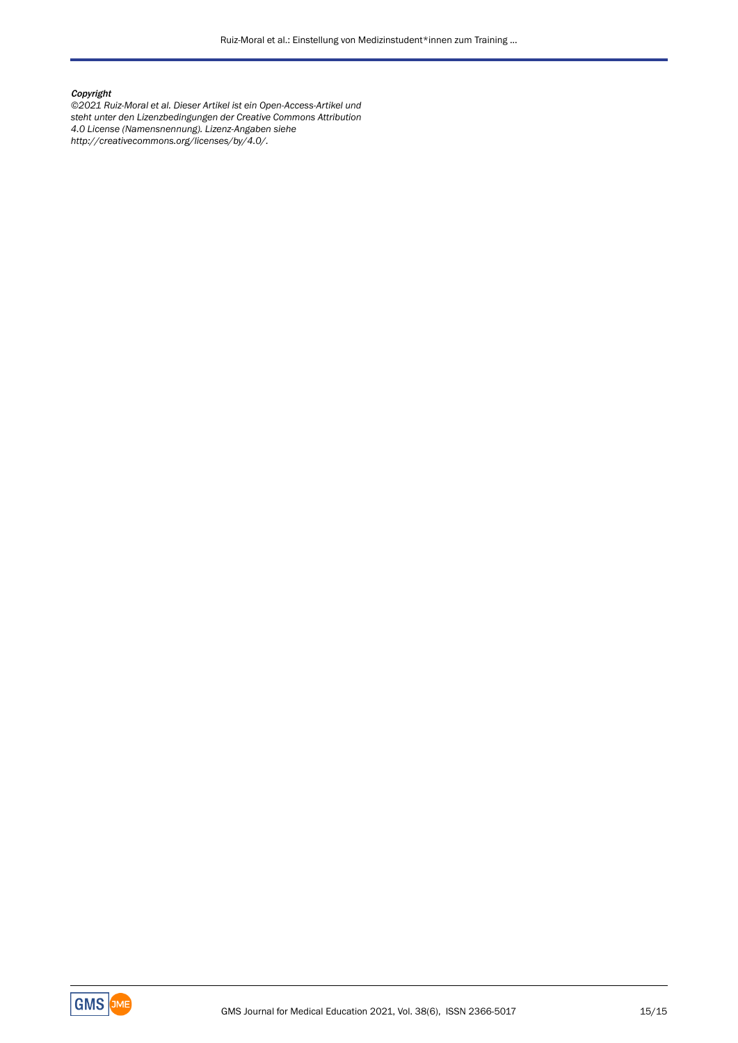***Copyright***

*©2021 Ruiz-Moral et al. Dieser Artikel ist ein Open-Access-Artikel und steht unter den Lizenzbedingungen der Creative Commons Attribution 4.0 License (Namensnennung). Lizenz-Angaben siehe http://creativecommons.org/licenses/by/4.0/.*